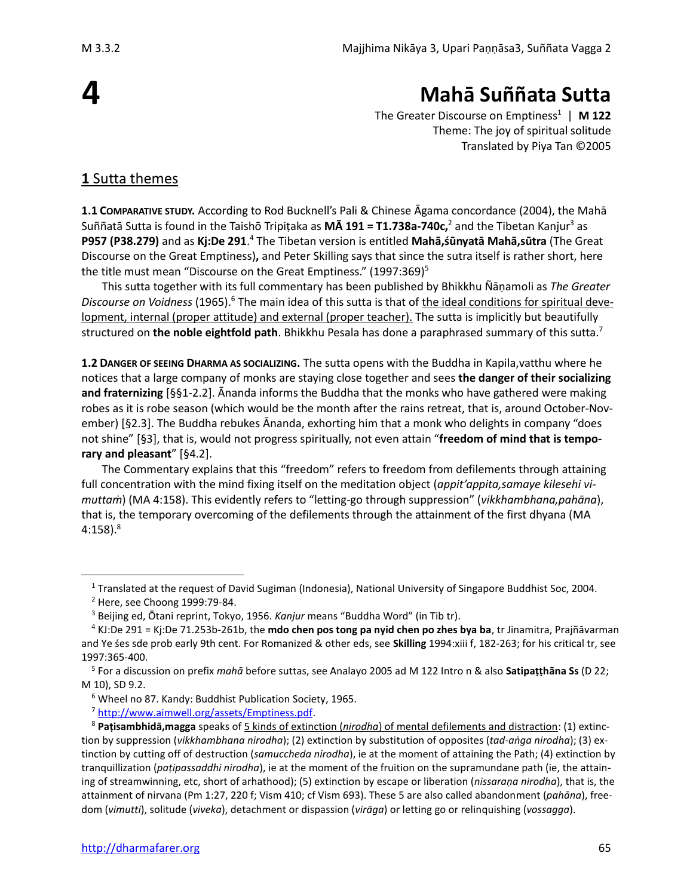# 4

# Mahā Suññata Sutta

The Greater Discourse on Emptiness[1] | **M 122**
Theme: The joy of spiritual solitude
Translated by Piya Tan ©2005

## **1** Sutta themes

**1.1 COMPARATIVE STUDY.** According to Rod Bucknell's Pali & Chinese Āgama concordance (2004), the Mahā Suññatā Sutta is found in the Taishō Tripiṭaka as **MĀ 191 = T1.738a-740c,**[2] and the Tibetan Kanjur[3] as **P957 (P38.279)** and as **Kj:De 291**.[4] The Tibetan version is entitled **Mahā,śūnyatā Mahā,sūtra** (The Great Discourse on the Great Emptiness)**,** and Peter Skilling says that since the sutra itself is rather short, here the title must mean "Discourse on the Great Emptiness." (1997:369)[5]

This sutta together with its full commentary has been published by Bhikkhu Ñāṇamoli as *The Greater Discourse on Voidness* (1965).[6] The main idea of this sutta is that of the ideal conditions for spiritual development, internal (proper attitude) and external (proper teacher). The sutta is implicitly but beautifully structured on **the noble eightfold path**. Bhikkhu Pesala has done a paraphrased summary of this sutta.[7]

**1.2 DANGER OF SEEING DHARMA AS SOCIALIZING.** The sutta opens with the Buddha in Kapila,vatthu where he notices that a large company of monks are staying close together and sees **the danger of their socializing and fraternizing** [§§1-2.2]. Ānanda informs the Buddha that the monks who have gathered were making robes as it is robe season (which would be the month after the rains retreat, that is, around October-November) [§2.3]. The Buddha rebukes Ānanda, exhorting him that a monk who delights in company "does not shine" [§3], that is, would not progress spiritually, not even attain "**freedom of mind that is temporary and pleasant**" [§4.2].

The Commentary explains that this "freedom" refers to freedom from defilements through attaining full concentration with the mind fixing itself on the meditation object (*appit'appita,samaye kilesehi vimuttaṁ*) (MA 4:158). This evidently refers to "letting-go through suppression" (*vikkhambhana,pahāna*), that is, the temporary overcoming of the defilements through the attainment of the first dhyana (MA 4:158).[8]

---

[1] Translated at the request of David Sugiman (Indonesia), National University of Singapore Buddhist Soc, 2004.

[2] Here, see Choong 1999:79-84.

[3] Beijing ed, Ōtani reprint, Tokyo, 1956. *Kanjur* means "Buddha Word" (in Tib tr).

[4] KJ:De 291 = Kj:De 71.253b-261b, the **mdo chen pos tong pa nyid chen po zhes bya ba**, tr Jinamitra, Prajñāvarman and Ye śes sde prob early 9th cent. For Romanized & other eds, see **Skilling** 1994:xiii f, 182-263; for his critical tr, see 1997:365-400.

[5] For a discussion on prefix *mahā* before suttas, see Analayo 2005 ad M 122 Intro n & also **Satipaṭṭhāna Ss** (D 22; M 10), SD 9.2.

[6] Wheel no 87. Kandy: Buddhist Publication Society, 1965.

[7] http://www.aimwell.org/assets/Emptiness.pdf.

[8] **Paṭisambhidā,magga** speaks of 5 kinds of extinction (*nirodha*) of mental defilements and distraction: (1) extinction by suppression (*vikkhambhana nirodha*); (2) extinction by substitution of opposites (*tad-aṅga nirodha*); (3) extinction by cutting off of destruction (*samuccheda nirodha*), ie at the moment of attaining the Path; (4) extinction by tranquillization (*paṭipassaddhi nirodha*), ie at the moment of the fruition on the supramundane path (ie, the attaining of streamwinning, etc, short of arhathood); (5) extinction by escape or liberation (*nissaraṇa nirodha*), that is, the attainment of nirvana (Pm 1:27, 220 f; Vism 410; cf Vism 693). These 5 are also called abandonment (*pahāna*), freedom (*vimutti*), solitude (*viveka*), detachment or dispassion (*virāga*) or letting go or relinquishing (*vossagga*).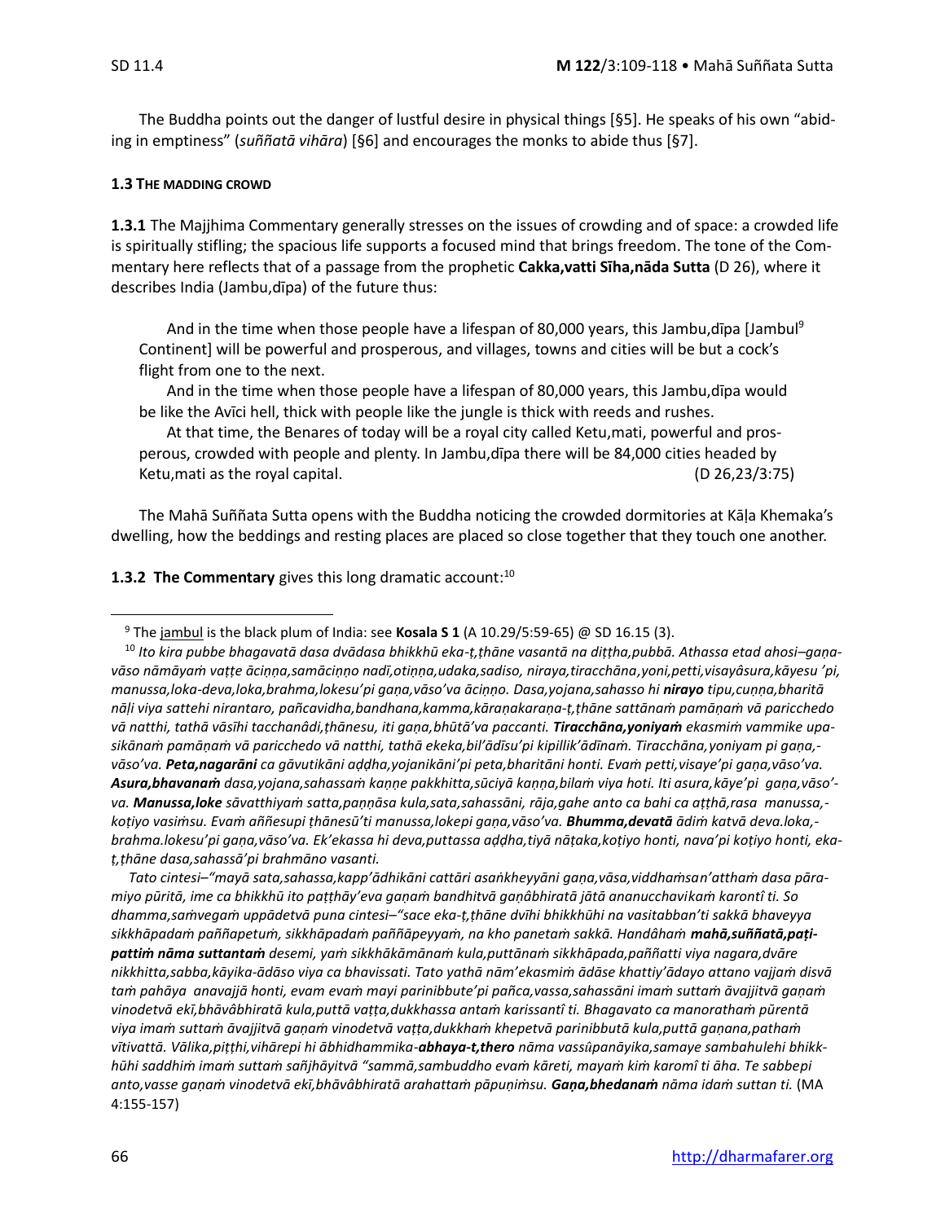The Buddha points out the danger of lustful desire in physical things [§5]. He speaks of his own "abiding in emptiness" (*suññatā vihāra*) [§6] and encourages the monks to abide thus [§7].

#### 1.3 THE MADDING CROWD

**1.3.1** The Majjhima Commentary generally stresses on the issues of crowding and of space: a crowded life is spiritually stifling; the spacious life supports a focused mind that brings freedom. The tone of the Commentary here reflects that of a passage from the prophetic **Cakka,vatti Sīha,nāda Sutta** (D 26), where it describes India (Jambu,dīpa) of the future thus:

> And in the time when those people have a lifespan of 80,000 years, this Jambu,dīpa [Jambul[9] Continent] will be powerful and prosperous, and villages, towns and cities will be but a cock's flight from one to the next.
>
> And in the time when those people have a lifespan of 80,000 years, this Jambu,dīpa would be like the Avīci hell, thick with people like the jungle is thick with reeds and rushes.
>
> At that time, the Benares of today will be a royal city called Ketu,mati, powerful and prosperous, crowded with people and plenty. In Jambu,dīpa there will be 84,000 cities headed by Ketu,mati as the royal capital. (D 26,23/3:75)

The Mahā Suññata Sutta opens with the Buddha noticing the crowded dormitories at Kāḷa Khemaka's dwelling, how the beddings and resting places are placed so close together that they touch one another.

**1.3.2 The Commentary** gives this long dramatic account:[10]

---

[9] The jambul is the black plum of India: see **Kosala S 1** (A 10.29/5:59-65) @ SD 16.15 (3).

[10] *Ito kira pubbe bhagavatā dasa dvādasa bhikkhū eka-ṭ,ṭhāne vasantā na diṭṭha,pubbā. Athassa etad ahosi–gaṇa-vāso nāmāyaṁ vaṭṭe āciṇṇa,samāciṇṇo nadī,otiṇṇa,udaka,sadiso, niraya,tiracchāna,yoni,petti,visayâsura,kāyesu 'pi, manussa,loka-deva,loka,brahma,lokesu'pi gaṇa,vāso'va āciṇṇo. Dasa,yojana,sahasso hi* ***nirayo*** *tipu,cuṇṇa,bharitā nāḷi viya sattehi nirantaro, pañcavidha,bandhana,kamma,kāraṇakaraṇa-ṭ,ṭhāne sattānaṁ pamāṇaṁ vā paricchedo vā natthi, tathā vāsīhi tacchanâdi,ṭhānesu, iti gaṇa,bhūtā'va paccanti.* ***Tiracchāna,yoniyaṁ*** *ekasmiṁ vammike upa-sikānaṁ pamāṇaṁ vā paricchedo vā natthi, tathā ekeka,bil'ādīsu'pi kipillik'ādīnaṁ. Tiracchāna,yoniyam pi gaṇa,-vāso'va.* ***Peta,nagarāni*** *ca gāvutikāni aḍḍha,yojanikāni'pi peta,bharitāni honti. Evaṁ petti,visaye'pi gaṇa,vāso'va.* ***Asura,bhavanaṁ*** *dasa,yojana,sahassaṁ kaṇṇe pakkhitta,sūciyā kaṇṇa,bilaṁ viya hoti. Iti asura,kāye'pi gaṇa,vāso'-va.* ***Manussa,loke*** *sāvatthiyaṁ satta,paṇṇāsa kula,sata,sahassāni, rāja,gahe anto ca bahi ca aṭṭhā,rasa manussa,-koṭiyo vasiṁsu. Evaṁ aññesupi ṭhānesū'ti manussa,lokepi gaṇa,vāso'va.* ***Bhumma,devatā*** *ādiṁ katvā deva.loka,-brahma.lokesu'pi gaṇa,vāso'va. Ek'ekassa hi deva,puttassa aḍḍha,tiyā nāṭaka,koṭiyo honti, nava'pi koṭiyo honti, eka-ṭ,ṭhāne dasa,sahassā'pi brahmāno vasanti.*

*Tato cintesi–"mayā sata,sahassa,kapp'ādhikāni cattāri asaṅkheyyāni gaṇa,vāsa,viddhaṁsan'atthaṁ dasa pāra-miyo pūritā, ime ca bhikkhū ito paṭṭhāy'eva gaṇaṁ bandhitvā gaṇâbhiratā jātā ananucchavikaṁ karontî ti. So dhamma,saṁvegaṁ uppādetvā puna cintesi–"sace eka-ṭ,ṭhāne dvīhi bhikkhūhi na vasitabban'ti sakkā bhaveyya sikkhāpadaṁ paññapetuṁ, sikkhāpadaṁ paññāpeyyaṁ, na kho panetaṁ sakkā. Handâhaṁ* ***mahā,suññatā,paṭi-pattiṁ nāma suttantaṁ*** *desemi, yaṁ sikkhākāmānaṁ kula,puttānaṁ sikkhāpada,paññatti viya nagara,dvāre nikkhitta,sabba,kāyika-ādāso viya ca bhavissati. Tato yathā nām'ekasmiṁ ādāse khattiy'ādayo attano vajjaṁ disvā taṁ pahāya anavajjā honti, evam evaṁ mayi parinibbute'pi pañca,vassa,sahassāni imaṁ suttaṁ āvajjitvā gaṇaṁ vinodetvā ekī,bhāvâbhiratā kula,puttā vaṭṭa,dukkhassa antaṁ karissantî ti. Bhagavato ca manorathaṁ pūrentā viya imaṁ suttaṁ āvajjitvā gaṇaṁ vinodetvā vaṭṭa,dukkhaṁ khepetvā parinibbutā kula,puttā gaṇana,pathaṁ vītivattā. Vālika,piṭṭhi,vihārepi hi ābhidhammika-****abhaya-t,thero*** *nāma vassûpanāyika,samaye sambahulehi bhikk-hūhi saddhiṁ imaṁ suttaṁ sañjhāyitvā "sammā,sambuddho evaṁ kāreti, mayaṁ kiṁ karomî ti āha. Te sabbepi anto,vasse gaṇaṁ vinodetvā ekī,bhāvâbhiratā arahattaṁ pāpuṇiṁsu.* ***Gaṇa,bhedanaṁ*** *nāma idaṁ suttan ti.* (MA 4:155-157)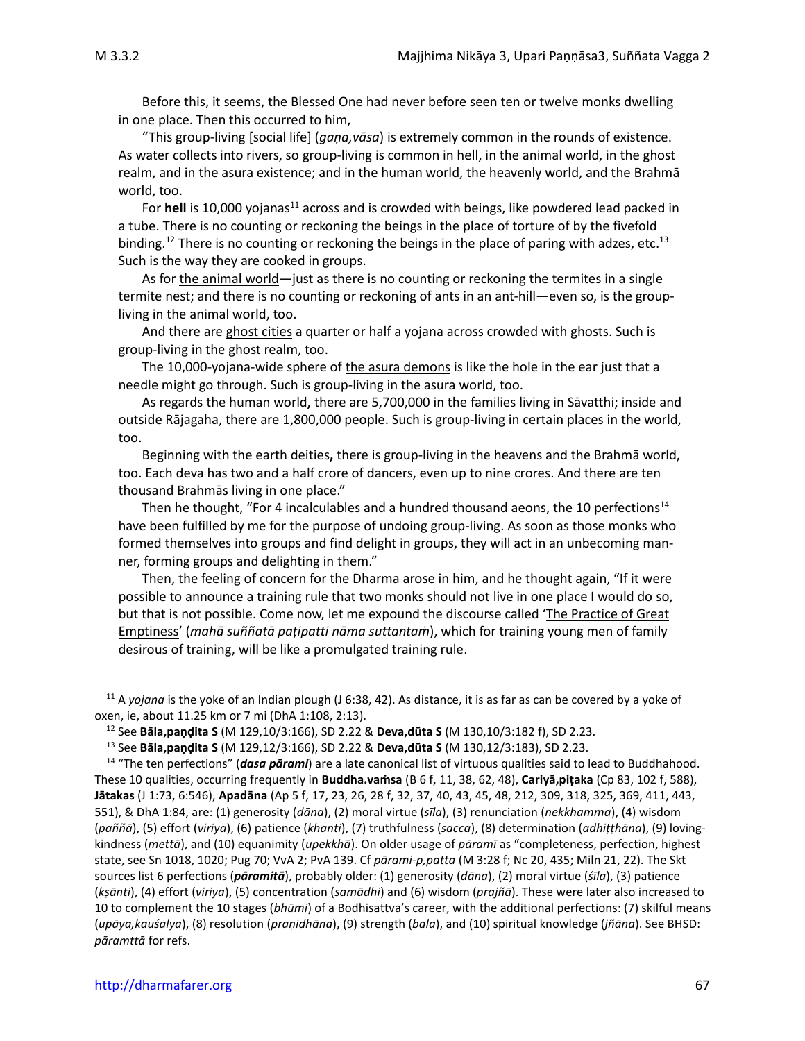Before this, it seems, the Blessed One had never before seen ten or twelve monks dwelling in one place. Then this occurred to him,

"This group-living [social life] (*gaṇa,vāsa*) is extremely common in the rounds of existence. As water collects into rivers, so group-living is common in hell, in the animal world, in the ghost realm, and in the asura existence; and in the human world, the heavenly world, and the Brahmā world, too.

For **hell** is 10,000 yojanas[11] across and is crowded with beings, like powdered lead packed in a tube. There is no counting or reckoning the beings in the place of torture of by the fivefold binding.[12] There is no counting or reckoning the beings in the place of paring with adzes, etc.[13] Such is the way they are cooked in groups.

As for <u>the animal world</u>—just as there is no counting or reckoning the termites in a single termite nest; and there is no counting or reckoning of ants in an ant-hill—even so, is the group-living in the animal world, too.

And there are <u>ghost cities</u> a quarter or half a yojana across crowded with ghosts. Such is group-living in the ghost realm, too.

The 10,000-yojana-wide sphere of <u>the asura demons</u> is like the hole in the ear just that a needle might go through. Such is group-living in the asura world, too.

As regards <u>the human world</u>**,** there are 5,700,000 in the families living in Sāvatthi; inside and outside Rājagaha, there are 1,800,000 people. Such is group-living in certain places in the world, too.

Beginning with <u>the earth deities</u>**,** there is group-living in the heavens and the Brahmā world, too. Each deva has two and a half crore of dancers, even up to nine crores. And there are ten thousand Brahmās living in one place."

Then he thought, "For 4 incalculables and a hundred thousand aeons, the 10 perfections[14] have been fulfilled by me for the purpose of undoing group-living. As soon as those monks who formed themselves into groups and find delight in groups, they will act in an unbecoming manner, forming groups and delighting in them."

Then, the feeling of concern for the Dharma arose in him, and he thought again, "If it were possible to announce a training rule that two monks should not live in one place I would do so, but that is not possible. Come now, let me expound the discourse called '<u>The Practice of Great Emptiness</u>' (*mahā suññatā paṭipatti nāma suttantaṁ*), which for training young men of family desirous of training, will be like a promulgated training rule.

---

[11] A *yojana* is the yoke of an Indian plough (J 6:38, 42). As distance, it is as far as can be covered by a yoke of oxen, ie, about 11.25 km or 7 mi (DhA 1:108, 2:13).

[12] See **Bāla,paṇḍita S** (M 129,10/3:166), SD 2.22 & **Deva,dūta S** (M 130,10/3:182 f), SD 2.23.

[13] See **Bāla,paṇḍita S** (M 129,12/3:166), SD 2.22 & **Deva,dūta S** (M 130,12/3:183), SD 2.23.

[14] "The ten perfections" (***dasa pāramī***) are a late canonical list of virtuous qualities said to lead to Buddhahood. These 10 qualities, occurring frequently in **Buddha.vaṁsa** (B 6 f, 11, 38, 62, 48), **Cariyā,piṭaka** (Cp 83, 102 f, 588), **Jātakas** (J 1:73, 6:546), **Apadāna** (Ap 5 f, 17, 23, 26, 28 f, 32, 37, 40, 43, 45, 48, 212, 309, 318, 325, 369, 411, 443, 551), & DhA 1:84, are: (1) generosity (*dāna*), (2) moral virtue (*sīla*), (3) renunciation (*nekkhamma*), (4) wisdom (*paññā*), (5) effort (*viriya*), (6) patience (*khanti*), (7) truthfulness (*sacca*), (8) determination (*adhiṭṭhāna*), (9) lovingkindness (*mettā*), and (10) equanimity (*upekkhā*). On older usage of *pāramī* as "completeness, perfection, highest state, see Sn 1018, 1020; Pug 70; VvA 2; PvA 139. Cf *pārami-p,patta* (M 3:28 f; Nc 20, 435; Miln 21, 22). The Skt sources list 6 perfections (***pāramitā***), probably older: (1) generosity (*dāna*), (2) moral virtue (*śīla*), (3) patience (*kṣānti*), (4) effort (*viriya*), (5) concentration (*samādhi*) and (6) wisdom (*prajñā*). These were later also increased to 10 to complement the 10 stages (*bhūmi*) of a Bodhisattva's career, with the additional perfections: (7) skilful means (*upāya,kauśalya*), (8) resolution (*praṇidhāna*), (9) strength (*bala*), and (10) spiritual knowledge (*jñāna*). See BHSD: *pāramttā* for refs.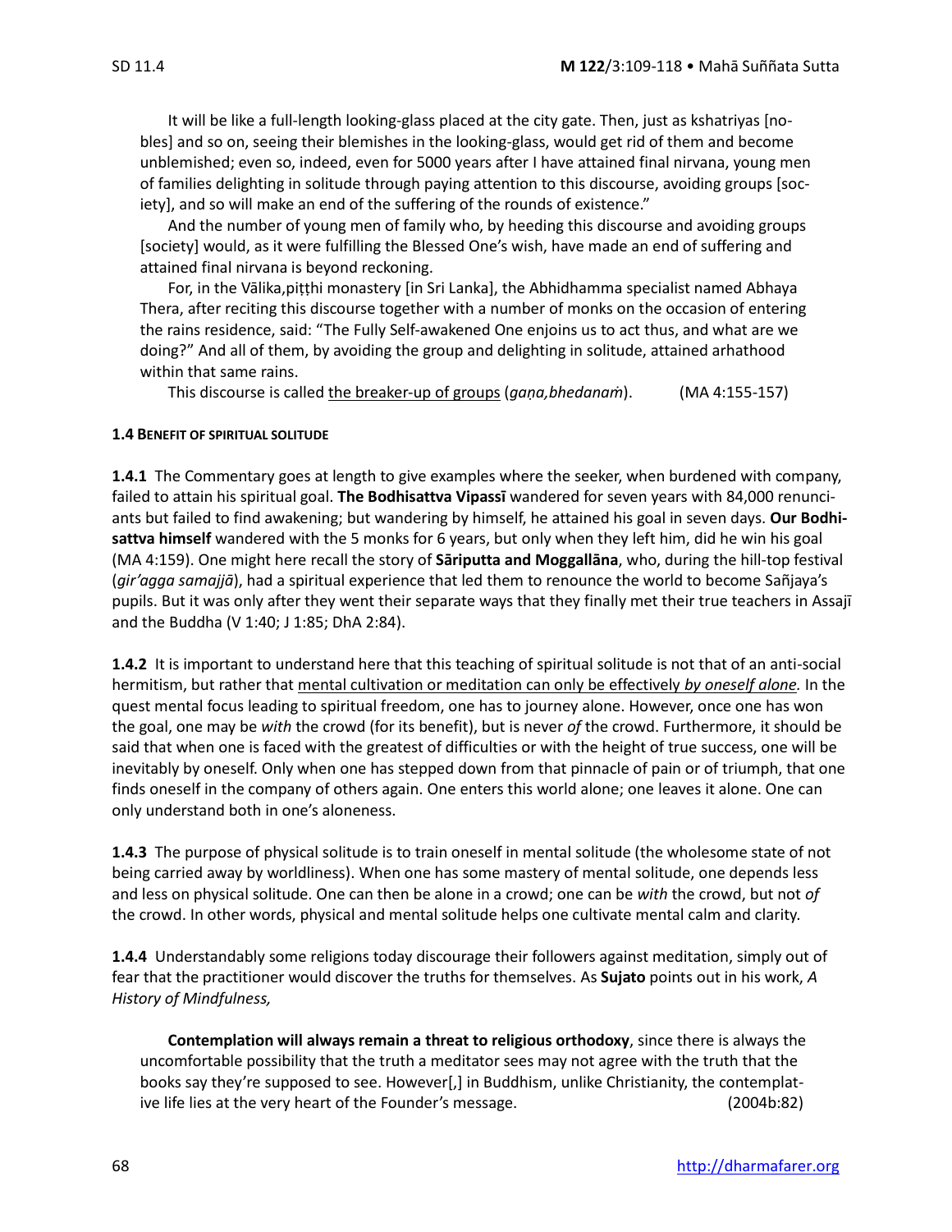It will be like a full-length looking-glass placed at the city gate. Then, just as kshatriyas [nobles] and so on, seeing their blemishes in the looking-glass, would get rid of them and become unblemished; even so, indeed, even for 5000 years after I have attained final nirvana, young men of families delighting in solitude through paying attention to this discourse, avoiding groups [society], and so will make an end of the suffering of the rounds of existence."

And the number of young men of family who, by heeding this discourse and avoiding groups [society] would, as it were fulfilling the Blessed One's wish, have made an end of suffering and attained final nirvana is beyond reckoning.

For, in the Vālika,piṭṭhi monastery [in Sri Lanka], the Abhidhamma specialist named Abhaya Thera, after reciting this discourse together with a number of monks on the occasion of entering the rains residence, said: "The Fully Self-awakened One enjoins us to act thus, and what are we doing?" And all of them, by avoiding the group and delighting in solitude, attained arhathood within that same rains.

This discourse is called <u>the breaker-up of groups</u> (*gaṇa,bhedanaṁ*). (MA 4:155-157)

#### 1.4 Benefit of spiritual solitude

**1.4.1** The Commentary goes at length to give examples where the seeker, when burdened with company, failed to attain his spiritual goal. **The Bodhisattva Vipassī** wandered for seven years with 84,000 renunciants but failed to find awakening; but wandering by himself, he attained his goal in seven days. **Our Bodhisattva himself** wandered with the 5 monks for 6 years, but only when they left him, did he win his goal (MA 4:159). One might here recall the story of **Sāriputta and Moggallāna**, who, during the hill-top festival (*gir'agga samajjā*), had a spiritual experience that led them to renounce the world to become Sañjaya's pupils. But it was only after they went their separate ways that they finally met their true teachers in Assajī and the Buddha (V 1:40; J 1:85; DhA 2:84).

**1.4.2** It is important to understand here that this teaching of spiritual solitude is not that of an anti-social hermitism, but rather that <u>mental cultivation or meditation can only be effectively *by oneself alone.*</u> In the quest mental focus leading to spiritual freedom, one has to journey alone. However, once one has won the goal, one may be *with* the crowd (for its benefit), but is never *of* the crowd. Furthermore, it should be said that when one is faced with the greatest of difficulties or with the height of true success, one will be inevitably by oneself. Only when one has stepped down from that pinnacle of pain or of triumph, that one finds oneself in the company of others again. One enters this world alone; one leaves it alone. One can only understand both in one's aloneness.

**1.4.3** The purpose of physical solitude is to train oneself in mental solitude (the wholesome state of not being carried away by worldliness). When one has some mastery of mental solitude, one depends less and less on physical solitude. One can then be alone in a crowd; one can be *with* the crowd, but not *of* the crowd. In other words, physical and mental solitude helps one cultivate mental calm and clarity.

**1.4.4** Understandably some religions today discourage their followers against meditation, simply out of fear that the practitioner would discover the truths for themselves. As **Sujato** points out in his work, *A History of Mindfulness,*

> **Contemplation will always remain a threat to religious orthodoxy**, since there is always the uncomfortable possibility that the truth a meditator sees may not agree with the truth that the books say they're supposed to see. However[,] in Buddhism, unlike Christianity, the contemplative life lies at the very heart of the Founder's message. (2004b:82)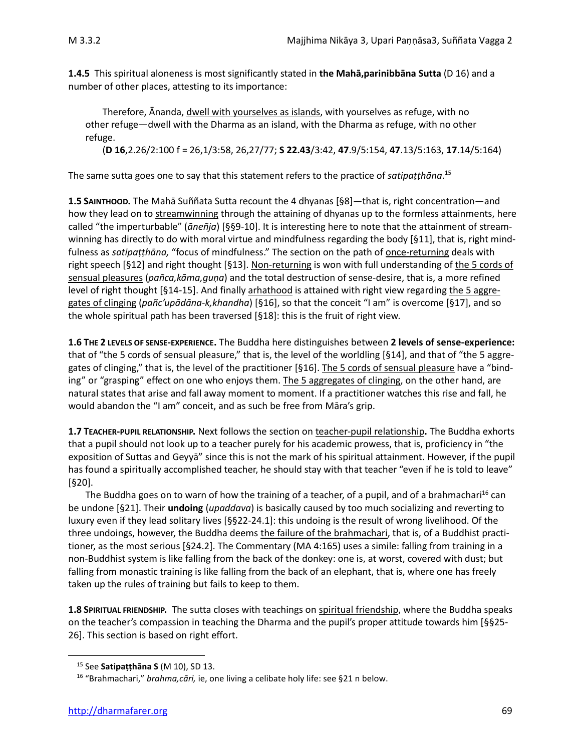**1.4.5** This spiritual aloneness is most significantly stated in **the Mahā,parinibbāna Sutta** (D 16) and a number of other places, attesting to its importance:

> Therefore, Ānanda, dwell with yourselves as islands, with yourselves as refuge, with no other refuge—dwell with the Dharma as an island, with the Dharma as refuge, with no other refuge.
>
> (**D 16**,2.26/2:100 f = 26,1/3:58, 26,27/77; **S 22.43**/3:42, **47**.9/5:154, **47**.13/5:163, **17**.14/5:164)

The same sutta goes one to say that this statement refers to the practice of *satipaṭṭhāna*.[15]

**1.5 SAINTHOOD.** The Mahā Suññata Sutta recount the 4 dhyanas [§8]—that is, right concentration—and how they lead on to streamwinning through the attaining of dhyanas up to the formless attainments, here called "the imperturbable" (*āneñja*) [§§9-10]. It is interesting here to note that the attainment of streamwinning has directly to do with moral virtue and mindfulness regarding the body [§11], that is, right mindfulness as *satipaṭṭhāna,* "focus of mindfulness." The section on the path of once-returning deals with right speech [§12] and right thought [§13]. Non-returning is won with full understanding of the 5 cords of sensual pleasures (*pañca,kāma,guṇa*) and the total destruction of sense-desire, that is, a more refined level of right thought [§14-15]. And finally arhathood is attained with right view regarding the 5 aggregates of clinging (*pañc'upādāna-k,khandha*) [§16], so that the conceit "I am" is overcome [§17], and so the whole spiritual path has been traversed [§18]: this is the fruit of right view.

**1.6 THE 2 LEVELS OF SENSE-EXPERIENCE.** The Buddha here distinguishes between **2 levels of sense-experience:** that of "the 5 cords of sensual pleasure," that is, the level of the worldling [§14], and that of "the 5 aggregates of clinging," that is, the level of the practitioner [§16]. The 5 cords of sensual pleasure have a "binding" or "grasping" effect on one who enjoys them. The 5 aggregates of clinging, on the other hand, are natural states that arise and fall away moment to moment. If a practitioner watches this rise and fall, he would abandon the "I am" conceit, and as such be free from Māra's grip.

**1.7 TEACHER-PUPIL RELATIONSHIP.** Next follows the section on teacher-pupil relationship**.** The Buddha exhorts that a pupil should not look up to a teacher purely for his academic prowess, that is, proficiency in "the exposition of Suttas and Geyyā" since this is not the mark of his spiritual attainment. However, if the pupil has found a spiritually accomplished teacher, he should stay with that teacher "even if he is told to leave" [§20].

The Buddha goes on to warn of how the training of a teacher, of a pupil, and of a brahmachari[16] can be undone [§21]. Their **undoing** (*upaddava*) is basically caused by too much socializing and reverting to luxury even if they lead solitary lives [§§22-24.1]: this undoing is the result of wrong livelihood. Of the three undoings, however, the Buddha deems the failure of the brahmachari, that is, of a Buddhist practitioner, as the most serious [§24.2]. The Commentary (MA 4:165) uses a simile: falling from training in a non-Buddhist system is like falling from the back of the donkey: one is, at worst, covered with dust; but falling from monastic training is like falling from the back of an elephant, that is, where one has freely taken up the rules of training but fails to keep to them.

**1.8 SPIRITUAL FRIENDSHIP.** The sutta closes with teachings on spiritual friendship, where the Buddha speaks on the teacher's compassion in teaching the Dharma and the pupil's proper attitude towards him [§§25-26]. This section is based on right effort.

[15] See **Satipaṭṭhāna S** (M 10), SD 13.

[16] "Brahmachari," *brahma,cāri,* ie, one living a celibate holy life: see §21 n below.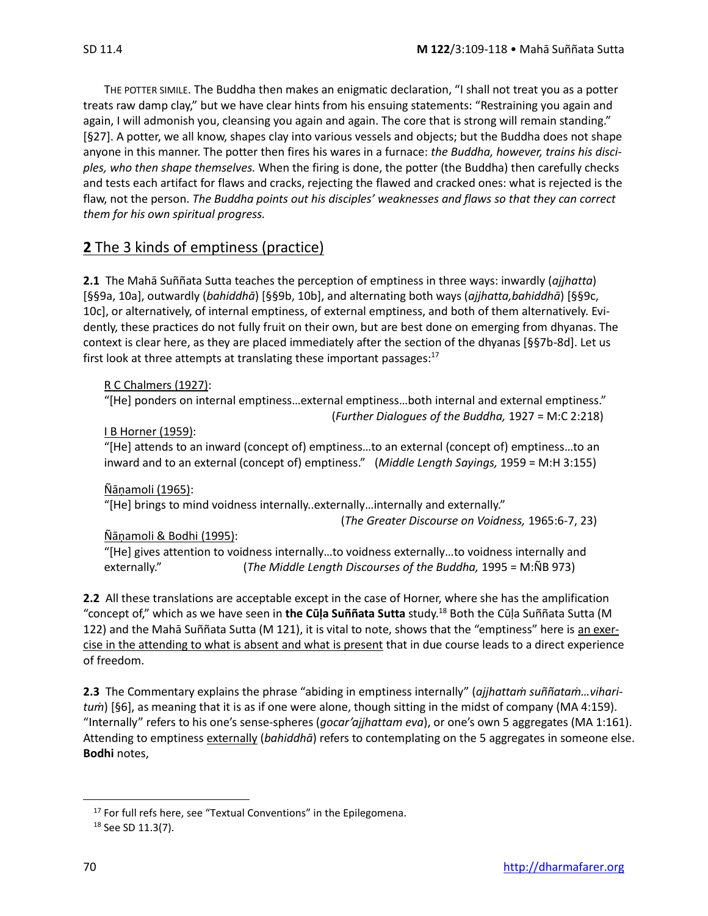THE POTTER SIMILE. The Buddha then makes an enigmatic declaration, "I shall not treat you as a potter treats raw damp clay," but we have clear hints from his ensuing statements: "Restraining you again and again, I will admonish you, cleansing you again and again. The core that is strong will remain standing." [§27]. A potter, we all know, shapes clay into various vessels and objects; but the Buddha does not shape anyone in this manner. The potter then fires his wares in a furnace: *the Buddha, however, trains his disciples, who then shape themselves.* When the firing is done, the potter (the Buddha) then carefully checks and tests each artifact for flaws and cracks, rejecting the flawed and cracked ones: what is rejected is the flaw, not the person. *The Buddha points out his disciples' weaknesses and flaws so that they can correct them for his own spiritual progress.*

## **2** The 3 kinds of emptiness (practice)

**2.1** The Mahā Suññata Sutta teaches the perception of emptiness in three ways: inwardly (*ajjhatta*) [§§9a, 10a], outwardly (*bahiddhā*) [§§9b, 10b], and alternating both ways (*ajjhatta,bahiddhā*) [§§9c, 10c], or alternatively, of internal emptiness, of external emptiness, and both of them alternatively. Evidently, these practices do not fully fruit on their own, but are best done on emerging from dhyanas. The context is clear here, as they are placed immediately after the section of the dhyanas [§§7b-8d]. Let us first look at three attempts at translating these important passages:[17]

R C Chalmers (1927):
"[He] ponders on internal emptiness…external emptiness…both internal and external emptiness." (*Further Dialogues of the Buddha,* 1927 = M:C 2:218)

I B Horner (1959):
"[He] attends to an inward (concept of) emptiness…to an external (concept of) emptiness…to an inward and to an external (concept of) emptiness." (*Middle Length Sayings,* 1959 = M:H 3:155)

Ñāṇamoli (1965):
"[He] brings to mind voidness internally..externally…internally and externally." (*The Greater Discourse on Voidness,* 1965:6-7, 23)

Ñāṇamoli & Bodhi (1995):
"[He] gives attention to voidness internally…to voidness externally…to voidness internally and externally." (*The Middle Length Discourses of the Buddha,* 1995 = M:ÑB 973)

**2.2** All these translations are acceptable except in the case of Horner, where she has the amplification "concept of," which as we have seen in **the Cūḷa Suññata Sutta** study.[18] Both the Cūḷa Suññata Sutta (M 122) and the Mahā Suññata Sutta (M 121), it is vital to note, shows that the "emptiness" here is an exercise in the attending to what is absent and what is present that in due course leads to a direct experience of freedom.

**2.3** The Commentary explains the phrase "abiding in emptiness internally" (*ajjhattaṁ suññataṁ…vihari-tuṁ*) [§6], as meaning that it is as if one were alone, though sitting in the midst of company (MA 4:159). "Internally" refers to his one's sense-spheres (*gocar'ajjhattam eva*), or one's own 5 aggregates (MA 1:161). Attending to emptiness externally (*bahiddhā*) refers to contemplating on the 5 aggregates in someone else. **Bodhi** notes,

---

[17] For full refs here, see "Textual Conventions" in the Epilegomena.

[18] See SD 11.3(7).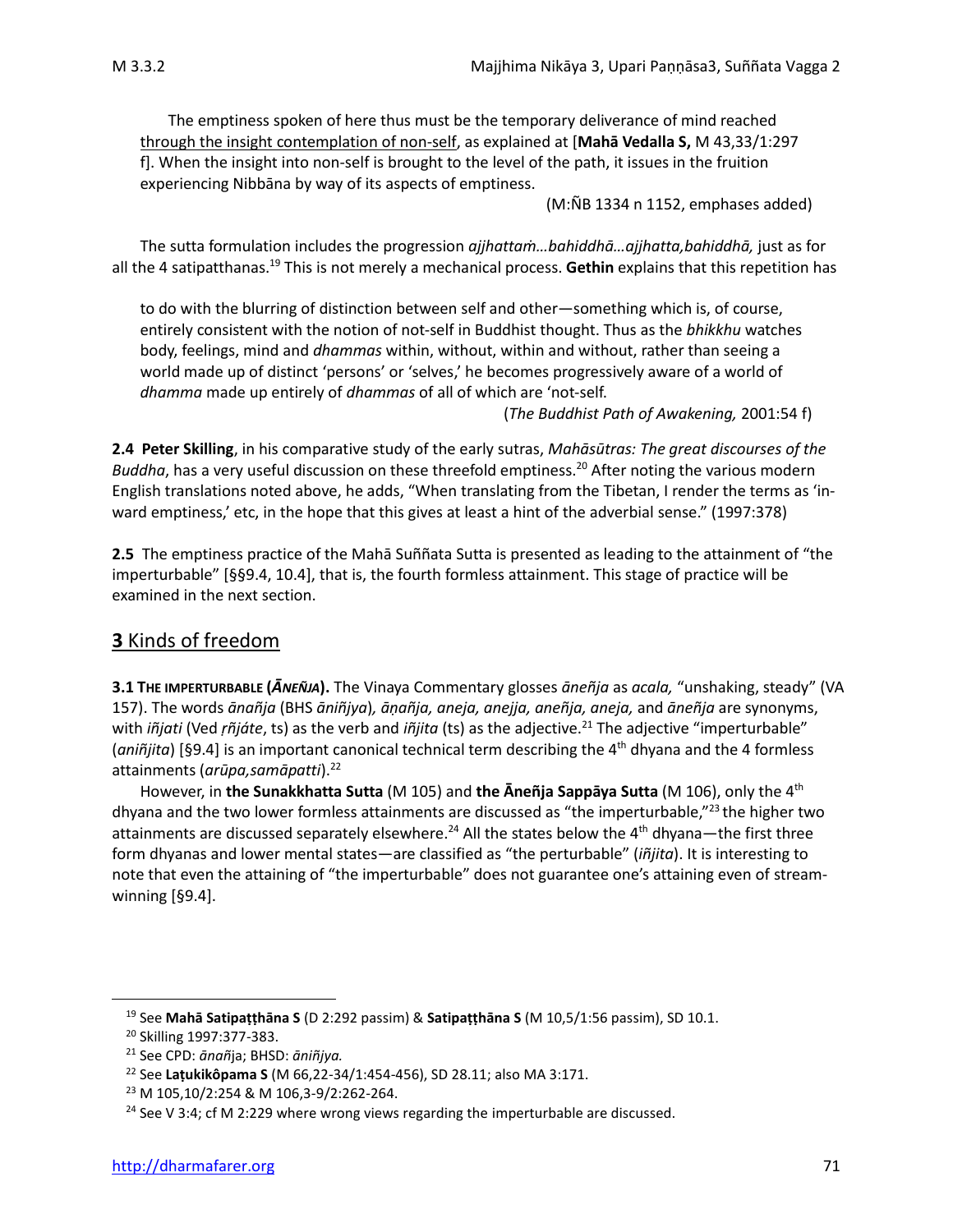> The emptiness spoken of here thus must be the temporary deliverance of mind reached through the insight contemplation of non-self, as explained at [**Mahā Vedalla S,** M 43,33/1:297 f]. When the insight into non-self is brought to the level of the path, it issues in the fruition experiencing Nibbāna by way of its aspects of emptiness.
>
> (M:ÑB 1334 n 1152, emphases added)

The sutta formulation includes the progression *ajjhattaṁ…bahiddhā…ajjhatta,bahiddhā,* just as for all the 4 satipatthanas.[19] This is not merely a mechanical process. **Gethin** explains that this repetition has

> to do with the blurring of distinction between self and other—something which is, of course, entirely consistent with the notion of not-self in Buddhist thought. Thus as the *bhikkhu* watches body, feelings, mind and *dhammas* within, without, within and without, rather than seeing a world made up of distinct 'persons' or 'selves,' he becomes progressively aware of a world of *dhamma* made up entirely of *dhammas* of all of which are 'not-self.
>
> (*The Buddhist Path of Awakening,* 2001:54 f)

**2.4 Peter Skilling**, in his comparative study of the early sutras, *Mahāsūtras: The great discourses of the Buddha*, has a very useful discussion on these threefold emptiness.[20] After noting the various modern English translations noted above, he adds, "When translating from the Tibetan, I render the terms as 'inward emptiness,' etc, in the hope that this gives at least a hint of the adverbial sense." (1997:378)

**2.5** The emptiness practice of the Mahā Suññata Sutta is presented as leading to the attainment of "the imperturbable" [§§9.4, 10.4], that is, the fourth formless attainment. This stage of practice will be examined in the next section.

## 3 Kinds of freedom

**3.1 THE IMPERTURBABLE (*ĀNEÑJA*).** The Vinaya Commentary glosses *āneñja* as *acala,* "unshaking, steady" (VA 157). The words *ānañja* (BHS *āniñjya*)*, āṇañja, aneja, anejja, aneñja, aneja,* and *āneñja* are synonyms, with *iñjati* (Ved *ṛñjáte*, ts) as the verb and *iñjita* (ts) as the adjective.[21] The adjective "imperturbable" (*aniñjita*) [§9.4] is an important canonical technical term describing the 4th dhyana and the 4 formless attainments (*arūpa,samāpatti*).[22]

However, in **the Sunakkhatta Sutta** (M 105) and **the Āneñja Sappāya Sutta** (M 106), only the 4th dhyana and the two lower formless attainments are discussed as "the imperturbable,"[23] the higher two attainments are discussed separately elsewhere.[24] All the states below the 4th dhyana—the first three form dhyanas and lower mental states—are classified as "the perturbable" (*iñjita*). It is interesting to note that even the attaining of "the imperturbable" does not guarantee one's attaining even of streamwinning [§9.4].

---

[19] See **Mahā Satipaṭṭhāna S** (D 2:292 passim) & **Satipaṭṭhāna S** (M 10,5/1:56 passim), SD 10.1.

[20] Skilling 1997:377-383.

[21] See CPD: *ānañ*ja; BHSD: *āniñjya.*

[22] See **Laṭukikôpama S** (M 66,22-34/1:454-456), SD 28.11; also MA 3:171.

[23] M 105,10/2:254 & M 106,3-9/2:262-264.

[24] See V 3:4; cf M 2:229 where wrong views regarding the imperturbable are discussed.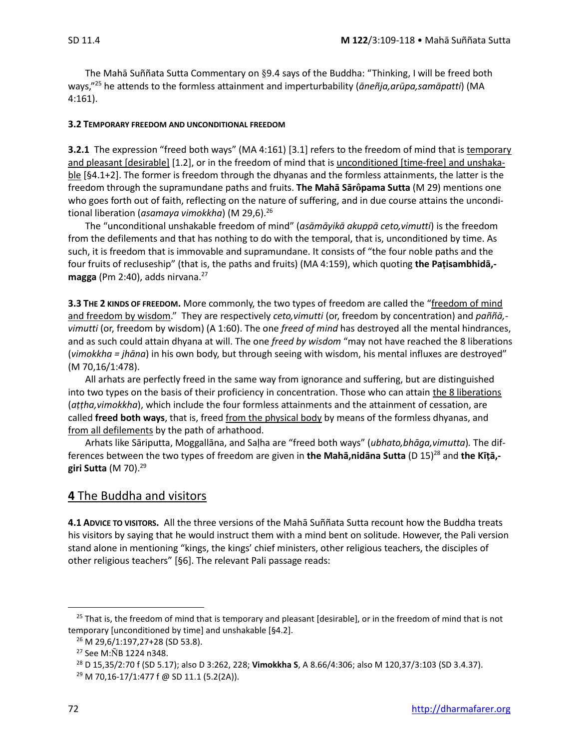The Mahā Suññata Sutta Commentary on §9.4 says of the Buddha: "Thinking, I will be freed both ways,"[25] he attends to the formless attainment and imperturbability (*āneñja,arūpa,samāpatti*) (MA 4:161).

#### 3.2 TEMPORARY FREEDOM AND UNCONDITIONAL FREEDOM

**3.2.1** The expression "freed both ways" (MA 4:161) [3.1] refers to the freedom of mind that is temporary and pleasant [desirable] [1.2], or in the freedom of mind that is unconditioned [time-free] and unshakable [§4.1+2]. The former is freedom through the dhyanas and the formless attainments, the latter is the freedom through the supramundane paths and fruits. **The Mahā Sārôpama Sutta** (M 29) mentions one who goes forth out of faith, reflecting on the nature of suffering, and in due course attains the unconditional liberation (*asamaya vimokkha*) (M 29,6).[26]

The "unconditional unshakable freedom of mind" (*asāmāyikā akuppā ceto,vimutti*) is the freedom from the defilements and that has nothing to do with the temporal, that is, unconditioned by time. As such, it is freedom that is immovable and supramundane. It consists of "the four noble paths and the four fruits of recluseship" (that is, the paths and fruits) (MA 4:159), which quoting **the Paṭisambhidā,magga** (Pm 2:40), adds nirvana.[27]

**3.3 THE 2 KINDS OF FREEDOM.** More commonly, the two types of freedom are called the "freedom of mind and freedom by wisdom." They are respectively *ceto,vimutti* (or, freedom by concentration) and *paññā,vimutti* (or, freedom by wisdom) (A 1:60). The one *freed of mind* has destroyed all the mental hindrances, and as such could attain dhyana at will. The one *freed by wisdom* "may not have reached the 8 liberations (*vimokkha = jhāna*) in his own body, but through seeing with wisdom, his mental influxes are destroyed" (M 70,16/1:478).

All arhats are perfectly freed in the same way from ignorance and suffering, but are distinguished into two types on the basis of their proficiency in concentration. Those who can attain the 8 liberations (*aṭṭha,vimokkha*), which include the four formless attainments and the attainment of cessation, are called **freed both ways**, that is, freed from the physical body by means of the formless dhyanas, and from all defilements by the path of arhathood.

Arhats like Sāriputta, Moggallāna, and Saḷha are "freed both ways" (*ubhato,bhāga,vimutta*). The differences between the two types of freedom are given in **the Mahā,nidāna Sutta** (D 15)[28] and **the Kīṭā,giri Sutta** (M 70).[29]

## 4 The Buddha and visitors

**4.1 ADVICE TO VISITORS.** All the three versions of the Mahā Suññata Sutta recount how the Buddha treats his visitors by saying that he would instruct them with a mind bent on solitude. However, the Pali version stand alone in mentioning "kings, the kings' chief ministers, other religious teachers, the disciples of other religious teachers" [§6]. The relevant Pali passage reads:

---

[25] That is, the freedom of mind that is temporary and pleasant [desirable], or in the freedom of mind that is not temporary [unconditioned by time] and unshakable [§4.2].

[26] M 29,6/1:197,27+28 (SD 53.8).

[27] See M:ÑB 1224 n348.

[28] D 15,35/2:70 f (SD 5.17); also D 3:262, 228; **Vimokkha S**, A 8.66/4:306; also M 120,37/3:103 (SD 3.4.37).

[29] M 70,16-17/1:477 f @ SD 11.1 (5.2(2A)).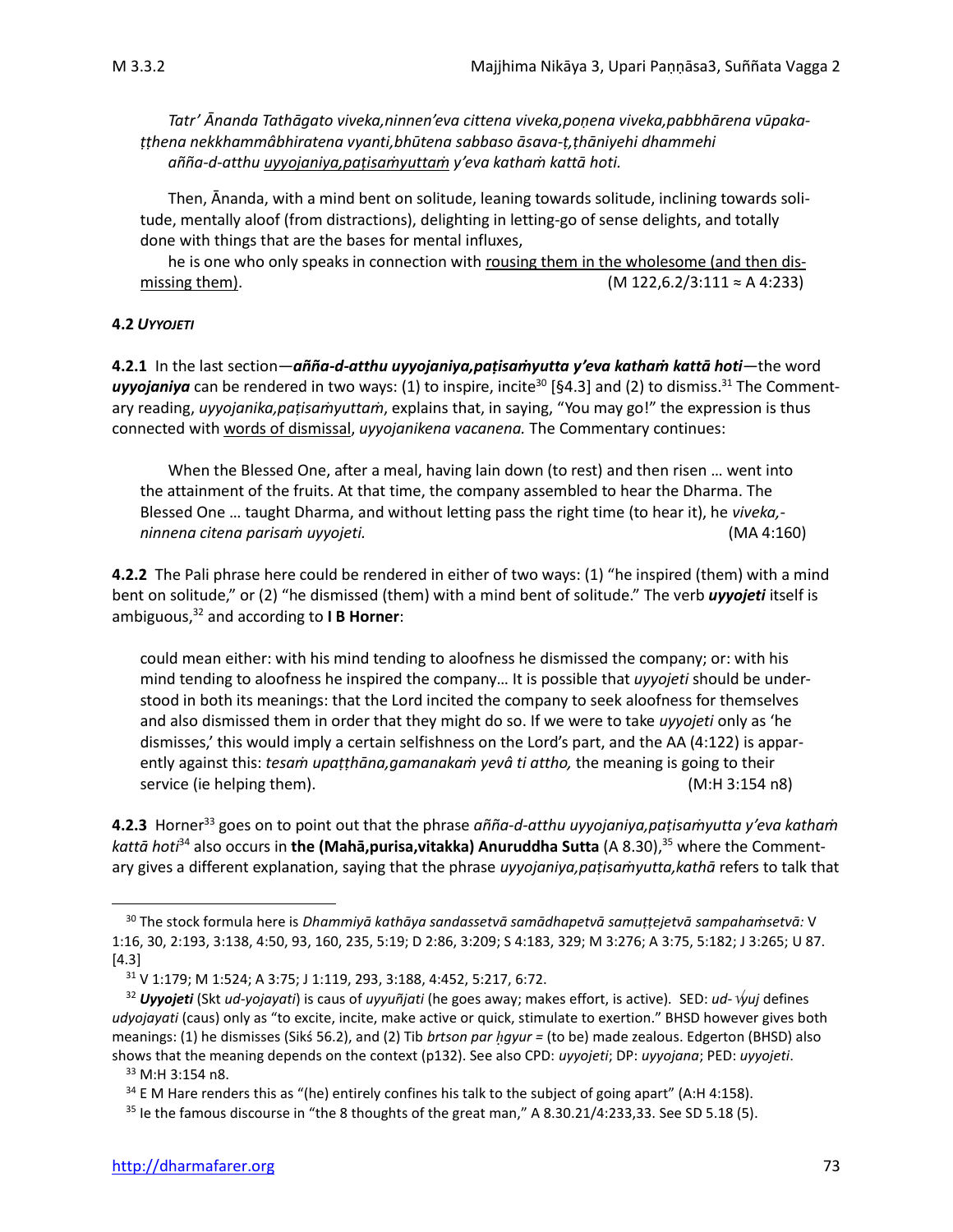*Tatr' Ānanda Tathāgato viveka,ninnen'eva cittena viveka,poṇena viveka,pabbhārena vūpakaṭṭhena nekkhammâbhiratena vyanti,bhūtena sabbaso āsava-ṭ,ṭhāniyehi dhammehi aññā-d-atthu uyyojaniya,paṭisaṁyuttaṁ y'eva kathaṁ kattā hoti.*

Then, Ānanda, with a mind bent on solitude, leaning towards solitude, inclining towards solitude, mentally aloof (from distractions), delighting in letting-go of sense delights, and totally done with things that are the bases for mental influxes,

he is one who only speaks in connection with <u>rousing them in the wholesome (and then dismissing them)</u>. (M 122,6.2/3:111 ≈ A 4:233)

**4.2 *UYYOJETI***

**4.2.1** In the last section—***aññā-d-atthu uyyojaniya,paṭisaṁyutta y'eva kathaṁ kattā hoti***—the word ***uyyojaniya*** can be rendered in two ways: (1) to inspire, incite[30] [§4.3] and (2) to dismiss.[31] The Commentary reading, *uyyojanika,paṭisaṁyuttaṁ*, explains that, in saying, "You may go!" the expression is thus connected with <u>words of dismissal</u>, *uyyojanikena vacanena.* The Commentary continues:

When the Blessed One, after a meal, having lain down (to rest) and then risen … went into the attainment of the fruits. At that time, the company assembled to hear the Dharma. The Blessed One … taught Dharma, and without letting pass the right time (to hear it), he *viveka,ninnena citena parisaṁ uyyojeti.* (MA 4:160)

**4.2.2** The Pali phrase here could be rendered in either of two ways: (1) "he inspired (them) with a mind bent on solitude," or (2) "he dismissed (them) with a mind bent of solitude." The verb ***uyyojeti*** itself is ambiguous,[32] and according to **I B Horner**:

could mean either: with his mind tending to aloofness he dismissed the company; or: with his mind tending to aloofness he inspired the company… It is possible that *uyyojeti* should be understood in both its meanings: that the Lord incited the company to seek aloofness for themselves and also dismissed them in order that they might do so. If we were to take *uyyojeti* only as 'he dismisses,' this would imply a certain selfishness on the Lord's part, and the AA (4:122) is apparently against this: *tesaṁ upaṭṭhāna,gamanakaṁ yevâ ti attho,* the meaning is going to their service (ie helping them). (M:H 3:154 n8)

**4.2.3** Horner[33] goes on to point out that the phrase *aññā-d-atthu uyyojaniya,paṭisaṁyutta y'eva kathaṁ kattā hoti*[34] also occurs in **the (Mahā,purisa,vitakka) Anuruddha Sutta** (A 8.30),[35] where the Commentary gives a different explanation, saying that the phrase *uyyojaniya,paṭisaṁyutta,kathā* refers to talk that

---

[30] The stock formula here is *Dhammiyā kathāya sandassetvā samādhapetvā samuṭṭejetvā sampahaṁsetvā:* V 1:16, 30, 2:193, 3:138, 4:50, 93, 160, 235, 5:19; D 2:86, 3:209; S 4:183, 329; M 3:276; A 3:75, 5:182; J 3:265; U 87. [4.3]

[31] V 1:179; M 1:524; A 3:75; J 1:119, 293, 3:188, 4:452, 5:217, 6:72.

[32] ***Uyyojeti*** (Skt *ud-yojayati*) is caus of *uyyuñjati* (he goes away; makes effort, is active). SED: *ud-√yuj* defines *udyojayati* (caus) only as "to excite, incite, make active or quick, stimulate to exertion." BHSD however gives both meanings: (1) he dismisses (Sikś 56.2), and (2) Tib *brtson par ḥgyur* = (to be) made zealous. Edgerton (BHSD) also shows that the meaning depends on the context (p132). See also CPD: *uyyojeti*; DP: *uyyojana*; PED: *uyyojeti*.

[33] M:H 3:154 n8.

[34] E M Hare renders this as "(he) entirely confines his talk to the subject of going apart" (A:H 4:158).

[35] Ie the famous discourse in "the 8 thoughts of the great man," A 8.30.21/4:233,33. See SD 5.18 (5).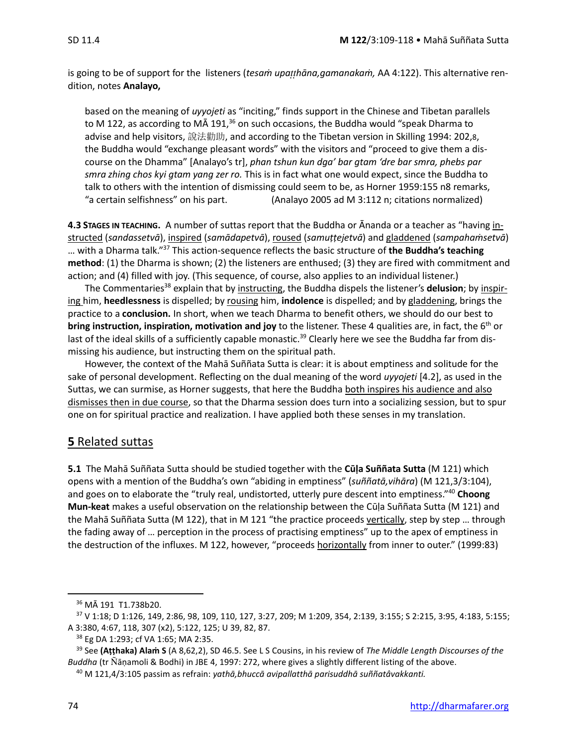is going to be of support for the listeners (*tesaṁ upaṭṭhāna,gamanakaṁ,* AA 4:122). This alternative rendition, notes **Analayo,**

> based on the meaning of *uyyojeti* as "inciting," finds support in the Chinese and Tibetan parallels to M 122, as according to MĀ 191,[36] on such occasions, the Buddha would "speak Dharma to advise and help visitors, 說法勸助, and according to the Tibetan version in Skilling 1994: 202,8, the Buddha would "exchange pleasant words" with the visitors and "proceed to give them a discourse on the Dhamma" [Analayo's tr], *phan tshun kun dga' bar gtam 'dre bar smra, phebs par smra zhing chos kyi gtam yang zer ro.* This is in fact what one would expect, since the Buddha to talk to others with the intention of dismissing could seem to be, as Horner 1959:155 n8 remarks, "a certain selfishness" on his part. (Analayo 2005 ad M 3:112 n; citations normalized)

**4.3 STAGES IN TEACHING.** A number of suttas report that the Buddha or Ānanda or a teacher as "having instructed (*sandassetvā*), inspired (*samādapetvā*), roused (*samuṭṭejetvā*) and gladdened (*sampahaṁsetvā*) … with a Dharma talk."[37] This action-sequence reflects the basic structure of **the Buddha's teaching method**: (1) the Dharma is shown; (2) the listeners are enthused; (3) they are fired with commitment and action; and (4) filled with joy. (This sequence, of course, also applies to an individual listener.)

The Commentaries[38] explain that by instructing, the Buddha dispels the listener's **delusion**; by inspiring him, **heedlessness** is dispelled; by rousing him, **indolence** is dispelled; and by gladdening, brings the practice to a **conclusion.** In short, when we teach Dharma to benefit others, we should do our best to **bring instruction, inspiration, motivation and joy** to the listener. These 4 qualities are, in fact, the 6th or last of the ideal skills of a sufficiently capable monastic.[39] Clearly here we see the Buddha far from dismissing his audience, but instructing them on the spiritual path.

However, the context of the Mahā Suññata Sutta is clear: it is about emptiness and solitude for the sake of personal development. Reflecting on the dual meaning of the word *uyyojeti* [4.2], as used in the Suttas, we can surmise, as Horner suggests, that here the Buddha both inspires his audience and also dismisses then in due course, so that the Dharma session does turn into a socializing session, but to spur one on for spiritual practice and realization. I have applied both these senses in my translation.

## 5 Related suttas

**5.1** The Mahā Suññata Sutta should be studied together with the **Cūḷa Suññata Sutta** (M 121) which opens with a mention of the Buddha's own "abiding in emptiness" (*suññatā,vihāra*) (M 121,3/3:104), and goes on to elaborate the "truly real, undistorted, utterly pure descent into emptiness."[40] **Choong Mun-keat** makes a useful observation on the relationship between the Cūḷa Suññata Sutta (M 121) and the Mahā Suññata Sutta (M 122), that in M 121 "the practice proceeds vertically, step by step … through the fading away of … perception in the process of practising emptiness" up to the apex of emptiness in the destruction of the influxes. M 122, however, "proceeds horizontally from inner to outer." (1999:83)

---

[36] MĀ 191 T1.738b20.

[37] V 1:18; D 1:126, 149, 2:86, 98, 109, 110, 127, 3:27, 209; M 1:209, 354, 2:139, 3:155; S 2:215, 3:95, 4:183, 5:155; A 3:380, 4:67, 118, 307 (x2), 5:122, 125; U 39, 82, 87.

[38] Eg DA 1:293; cf VA 1:65; MA 2:35.

[39] See **(Aṭṭhaka) Alaṁ S** (A 8,62,2), SD 46.5. See L S Cousins, in his review of *The Middle Length Discourses of the Buddha* (tr Ñāṇamoli & Bodhi) in JBE 4, 1997: 272, where gives a slightly different listing of the above.

[40] M 121,4/3:105 passim as refrain: *yathā,bhuccā avipallatthā parisuddhā suññatâvakkanti.*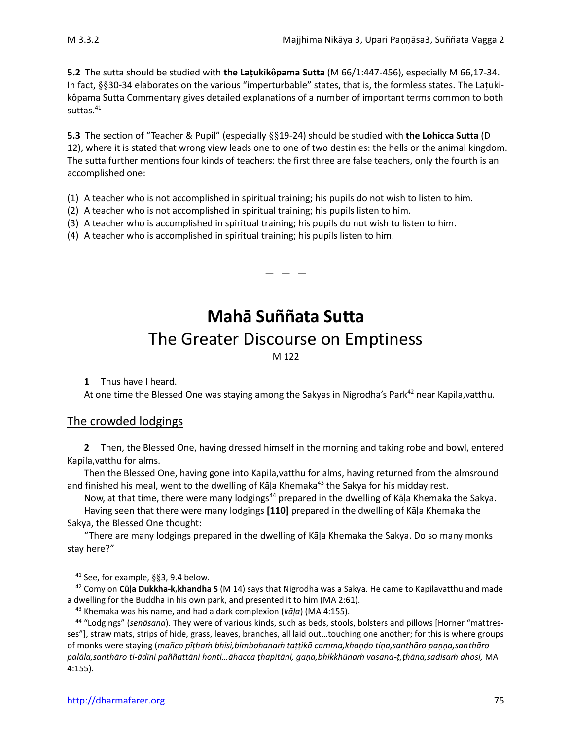**5.2** The sutta should be studied with **the Laṭukikôpama Sutta** (M 66/1:447-456), especially M 66,17-34. In fact, §§30-34 elaborates on the various "imperturbable" states, that is, the formless states. The Laṭukikôpama Sutta Commentary gives detailed explanations of a number of important terms common to both suttas.[41]

**5.3** The section of "Teacher & Pupil" (especially §§19-24) should be studied with **the Lohicca Sutta** (D 12), where it is stated that wrong view leads one to one of two destinies: the hells or the animal kingdom. The sutta further mentions four kinds of teachers: the first three are false teachers, only the fourth is an accomplished one:

(1) A teacher who is not accomplished in spiritual training; his pupils do not wish to listen to him.
(2) A teacher who is not accomplished in spiritual training; his pupils listen to him.
(3) A teacher who is accomplished in spiritual training; his pupils do not wish to listen to him.
(4) A teacher who is accomplished in spiritual training; his pupils listen to him.

— — —

# Mahā Suññata Sutta

## The Greater Discourse on Emptiness

M 122

**1** Thus have I heard.

At one time the Blessed One was staying among the Sakyas in Nigrodha's Park[42] near Kapila,vatthu.

### The crowded lodgings

**2** Then, the Blessed One, having dressed himself in the morning and taking robe and bowl, entered Kapila,vatthu for alms.

Then the Blessed One, having gone into Kapila,vatthu for alms, having returned from the almsround and finished his meal, went to the dwelling of Kāḷa Khemaka[43] the Sakya for his midday rest.

Now, at that time, there were many lodgings[44] prepared in the dwelling of Kāḷa Khemaka the Sakya.

Having seen that there were many lodgings **[110]** prepared in the dwelling of Kāḷa Khemaka the Sakya, the Blessed One thought:

"There are many lodgings prepared in the dwelling of Kāḷa Khemaka the Sakya. Do so many monks stay here?"

---

[41] See, for example, §§3, 9.4 below.

[42] Comy on **Cūḷa Dukkha-k,khandha S** (M 14) says that Nigrodha was a Sakya. He came to Kapilavatthu and made a dwelling for the Buddha in his own park, and presented it to him (MA 2:61).

[43] Khemaka was his name, and had a dark complexion (*kāḷa*) (MA 4:155).

[44] "Lodgings" (*senāsana*). They were of various kinds, such as beds, stools, bolsters and pillows [Horner "mattresses"], straw mats, strips of hide, grass, leaves, branches, all laid out…touching one another; for this is where groups of monks were staying (*mañco pīṭhaṁ bhisi,bimbohanaṁ taṭṭikā camma,khaṇḍo tiṇa,santhāro paṇṇa,santhāro palāla,santhāro ti-ādīni paññattāni honti…āhacca ṭhapitāni, gaṇa,bhikkhūnaṁ vasana-ṭ,ṭhāna,sadisaṁ ahosi,* MA 4:155).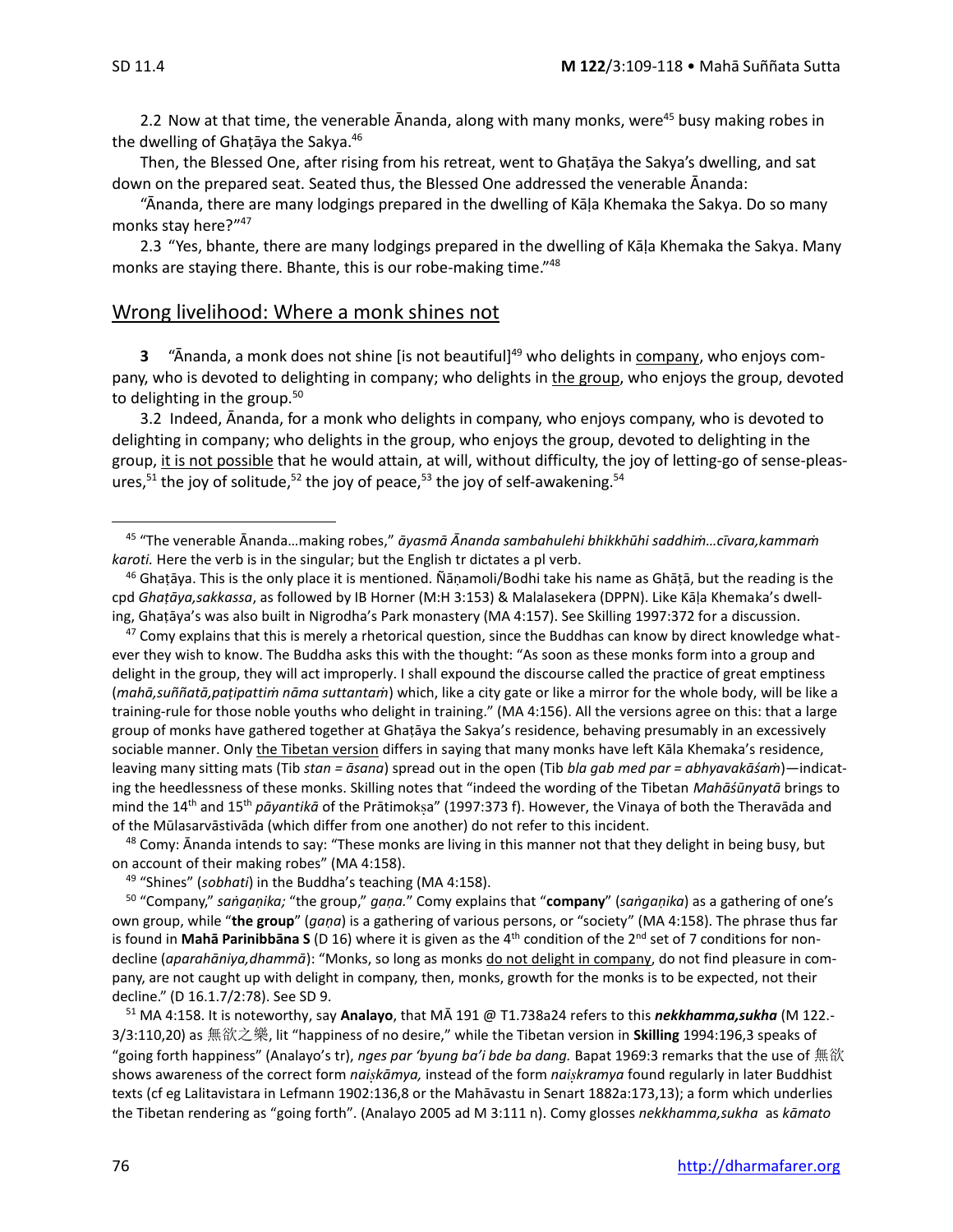2.2 Now at that time, the venerable Ānanda, along with many monks, were[45] busy making robes in the dwelling of Ghaṭāya the Sakya.[46]

Then, the Blessed One, after rising from his retreat, went to Ghaṭāya the Sakya's dwelling, and sat down on the prepared seat. Seated thus, the Blessed One addressed the venerable Ānanda:

"Ānanda, there are many lodgings prepared in the dwelling of Kāḷa Khemaka the Sakya. Do so many monks stay here?"[47]

2.3 "Yes, bhante, there are many lodgings prepared in the dwelling of Kāḷa Khemaka the Sakya. Many monks are staying there. Bhante, this is our robe-making time."[48]

## Wrong livelihood: Where a monk shines not

**3** "Ānanda, a monk does not shine [is not beautiful][49] who delights in company, who enjoys company, who is devoted to delighting in company; who delights in the group, who enjoys the group, devoted to delighting in the group.[50]

3.2 Indeed, Ānanda, for a monk who delights in company, who enjoys company, who is devoted to delighting in company; who delights in the group, who enjoys the group, devoted to delighting in the group, it is not possible that he would attain, at will, without difficulty, the joy of letting-go of sense-pleasures,[51] the joy of solitude,[52] the joy of peace,[53] the joy of self-awakening.[54]

---

[45] "The venerable Ānanda…making robes," *āyasmā Ānanda sambahulehi bhikkhūhi saddhiṁ…cīvara,kammaṁ karoti.* Here the verb is in the singular; but the English tr dictates a pl verb.

[46] Ghaṭāya. This is the only place it is mentioned. Ñāṇamoli/Bodhi take his name as Ghāṭā, but the reading is the cpd *Ghaṭāya,sakkassa*, as followed by IB Horner (M:H 3:153) & Malalasekera (DPPN). Like Kāḷa Khemaka's dwelling, Ghaṭāya's was also built in Nigrodha's Park monastery (MA 4:157). See Skilling 1997:372 for a discussion.

[47] Comy explains that this is merely a rhetorical question, since the Buddhas can know by direct knowledge whatever they wish to know. The Buddha asks this with the thought: "As soon as these monks form into a group and delight in the group, they will act improperly. I shall expound the discourse called the practice of great emptiness (*mahā,suññatā,paṭipattiṁ nāma suttantaṁ*) which, like a city gate or like a mirror for the whole body, will be like a training-rule for those noble youths who delight in training." (MA 4:156). All the versions agree on this: that a large group of monks have gathered together at Ghaṭāya the Sakya's residence, behaving presumably in an excessively sociable manner. Only the Tibetan version differs in saying that many monks have left Kāla Khemaka's residence, leaving many sitting mats (Tib *stan = āsana*) spread out in the open (Tib *bla gab med par = abhyavakāśaṁ*)—indicating the heedlessness of these monks. Skilling notes that "indeed the wording of the Tibetan *Mahāśūnyatā* brings to mind the 14th and 15th *pāyantikā* of the Prātimokṣa" (1997:373 f). However, the Vinaya of both the Theravāda and of the Mūlasarvāstivāda (which differ from one another) do not refer to this incident.

[48] Comy: Ānanda intends to say: "These monks are living in this manner not that they delight in being busy, but on account of their making robes" (MA 4:158).

[49] "Shines" (*sobhati*) in the Buddha's teaching (MA 4:158).

[50] "Company," *saṅgaṇika;* "the group," *gaṇa.*" Comy explains that "**company**" (*saṅgaṇika*) as a gathering of one's own group, while "**the group**" (*gaṇa*) is a gathering of various persons, or "society" (MA 4:158). The phrase thus far is found in **Mahā Parinibbāna S** (D 16) where it is given as the 4th condition of the 2nd set of 7 conditions for non-decline (*aparahāniya,dhammā*): "Monks, so long as monks do not delight in company, do not find pleasure in company, are not caught up with delight in company, then, monks, growth for the monks is to be expected, not their decline." (D 16.1.7/2:78). See SD 9.

[51] MA 4:158. It is noteworthy, say **Analayo**, that MĀ 191 @ T1.738a24 refers to this ***nekkhamma,sukha*** (M 122.-3/3:110,20) as 無欲之樂, lit "happiness of no desire," while the Tibetan version in **Skilling** 1994:196,3 speaks of "going forth happiness" (Analayo's tr), *nges par 'byung ba'i bde ba dang.* Bapat 1969:3 remarks that the use of 無欲 shows awareness of the correct form *naiṣkāmya,* instead of the form *naiṣkramya* found regularly in later Buddhist texts (cf eg Lalitavistara in Lefmann 1902:136,8 or the Mahāvastu in Senart 1882a:173,13); a form which underlies the Tibetan rendering as "going forth". (Analayo 2005 ad M 3:111 n). Comy glosses *nekkhamma,sukha* as *kāmato*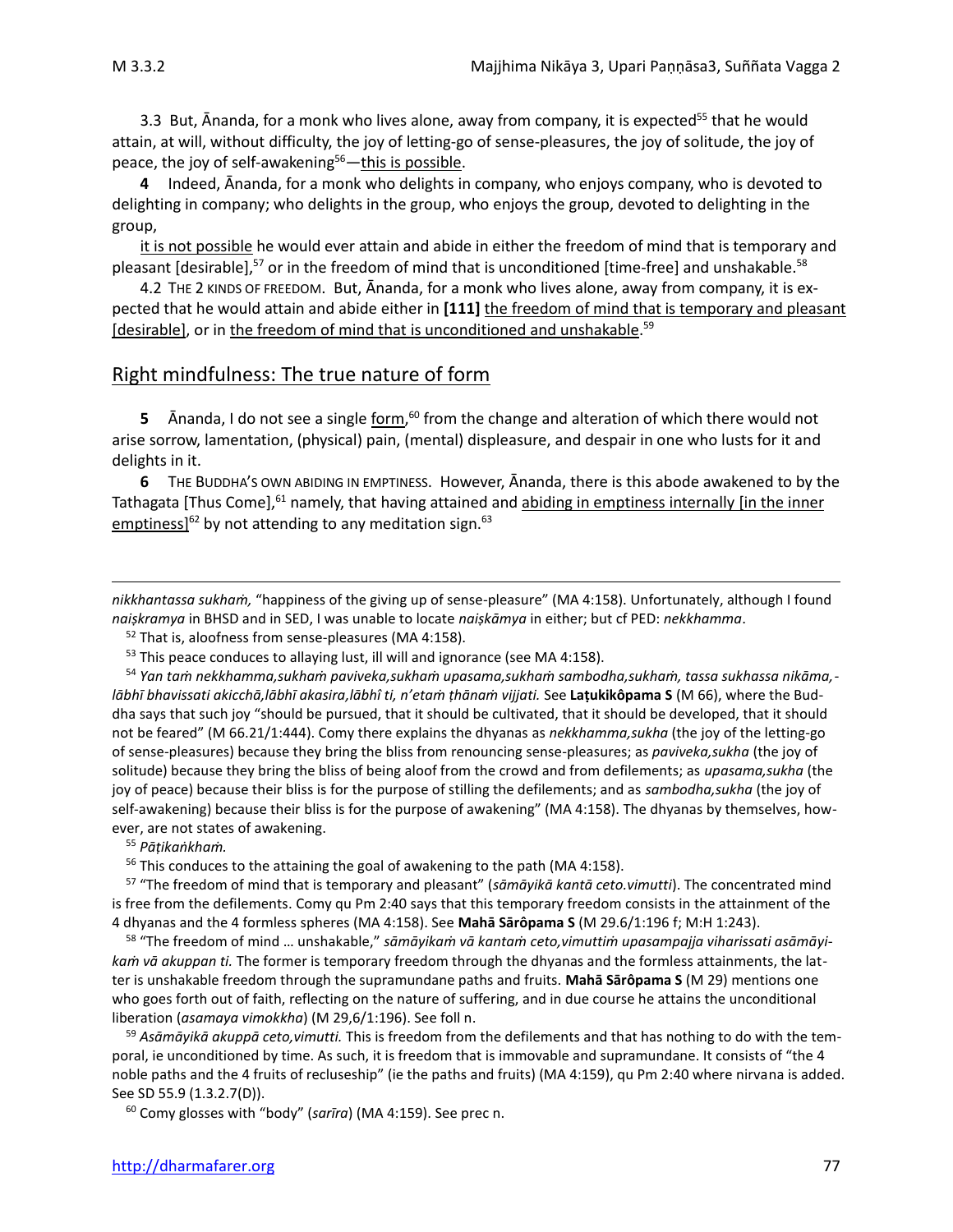3.3 But, Ānanda, for a monk who lives alone, away from company, it is expected[55] that he would attain, at will, without difficulty, the joy of letting-go of sense-pleasures, the joy of solitude, the joy of peace, the joy of self-awakening[56]—this is possible.

**4** Indeed, Ānanda, for a monk who delights in company, who enjoys company, who is devoted to delighting in company; who delights in the group, who enjoys the group, devoted to delighting in the group,

it is not possible he would ever attain and abide in either the freedom of mind that is temporary and pleasant [desirable],[57] or in the freedom of mind that is unconditioned [time-free] and unshakable.[58]

4.2 THE 2 KINDS OF FREEDOM. But, Ānanda, for a monk who lives alone, away from company, it is expected that he would attain and abide either in **[111]** the freedom of mind that is temporary and pleasant [desirable], or in the freedom of mind that is unconditioned and unshakable.[59]

## Right mindfulness: The true nature of form

**5** Ānanda, I do not see a single form,[60] from the change and alteration of which there would not arise sorrow, lamentation, (physical) pain, (mental) displeasure, and despair in one who lusts for it and delights in it.

**6** THE BUDDHA'S OWN ABIDING IN EMPTINESS. However, Ānanda, there is this abode awakened to by the Tathagata [Thus Come],[61] namely, that having attained and abiding in emptiness internally [in the inner emptiness][62] by not attending to any meditation sign.[63]

---

*nikkhantassa sukhaṁ,* "happiness of the giving up of sense-pleasure" (MA 4:158). Unfortunately, although I found *naiṣkramya* in BHSD and in SED, I was unable to locate *naiṣkāmya* in either; but cf PED: *nekkhamma*.

[52] That is, aloofness from sense-pleasures (MA 4:158).

[53] This peace conduces to allaying lust, ill will and ignorance (see MA 4:158).

[54] *Yan taṁ nekkhamma,sukhaṁ paviveka,sukhaṁ upasama,sukhaṁ sambodha,sukhaṁ, tassa sukhassa nikāma,-lābhī bhavissati akicchā,lābhī akasira,lābhî ti, n'etaṁ ṭhānaṁ vijjati.* See **Laṭukikôpama S** (M 66), where the Buddha says that such joy "should be pursued, that it should be cultivated, that it should be developed, that it should not be feared" (M 66.21/1:444). Comy there explains the dhyanas as *nekkhamma,sukha* (the joy of the letting-go of sense-pleasures) because they bring the bliss from renouncing sense-pleasures; as *paviveka,sukha* (the joy of solitude) because they bring the bliss of being aloof from the crowd and from defilements; as *upasama,sukha* (the joy of peace) because their bliss is for the purpose of stilling the defilements; and as *sambodha,sukha* (the joy of self-awakening) because their bliss is for the purpose of awakening" (MA 4:158). The dhyanas by themselves, however, are not states of awakening.

[55] *Pāṭikaṅkhaṁ.*

[56] This conduces to the attaining the goal of awakening to the path (MA 4:158).

[57] "The freedom of mind that is temporary and pleasant" (*sāmāyikā kantā ceto.vimutti*). The concentrated mind is free from the defilements. Comy qu Pm 2:40 says that this temporary freedom consists in the attainment of the 4 dhyanas and the 4 formless spheres (MA 4:158). See **Mahā Sārôpama S** (M 29.6/1:196 f; M:H 1:243).

[58] "The freedom of mind … unshakable," *sāmāyikaṁ vā kantaṁ ceto,vimuttiṁ upasampajja viharissati asāmāyikaṁ vā akuppan ti.* The former is temporary freedom through the dhyanas and the formless attainments, the latter is unshakable freedom through the supramundane paths and fruits. **Mahā Sārôpama S** (M 29) mentions one who goes forth out of faith, reflecting on the nature of suffering, and in due course he attains the unconditional liberation (*asamaya vimokkha*) (M 29,6/1:196). See foll n.

[59] *Asāmāyikā akuppā ceto,vimutti.* This is freedom from the defilements and that has nothing to do with the temporal, ie unconditioned by time. As such, it is freedom that is immovable and supramundane. It consists of "the 4 noble paths and the 4 fruits of recluseship" (ie the paths and fruits) (MA 4:159), qu Pm 2:40 where nirvana is added. See SD 55.9 (1.3.2.7(D)).

[60] Comy glosses with "body" (*sarīra*) (MA 4:159). See prec n.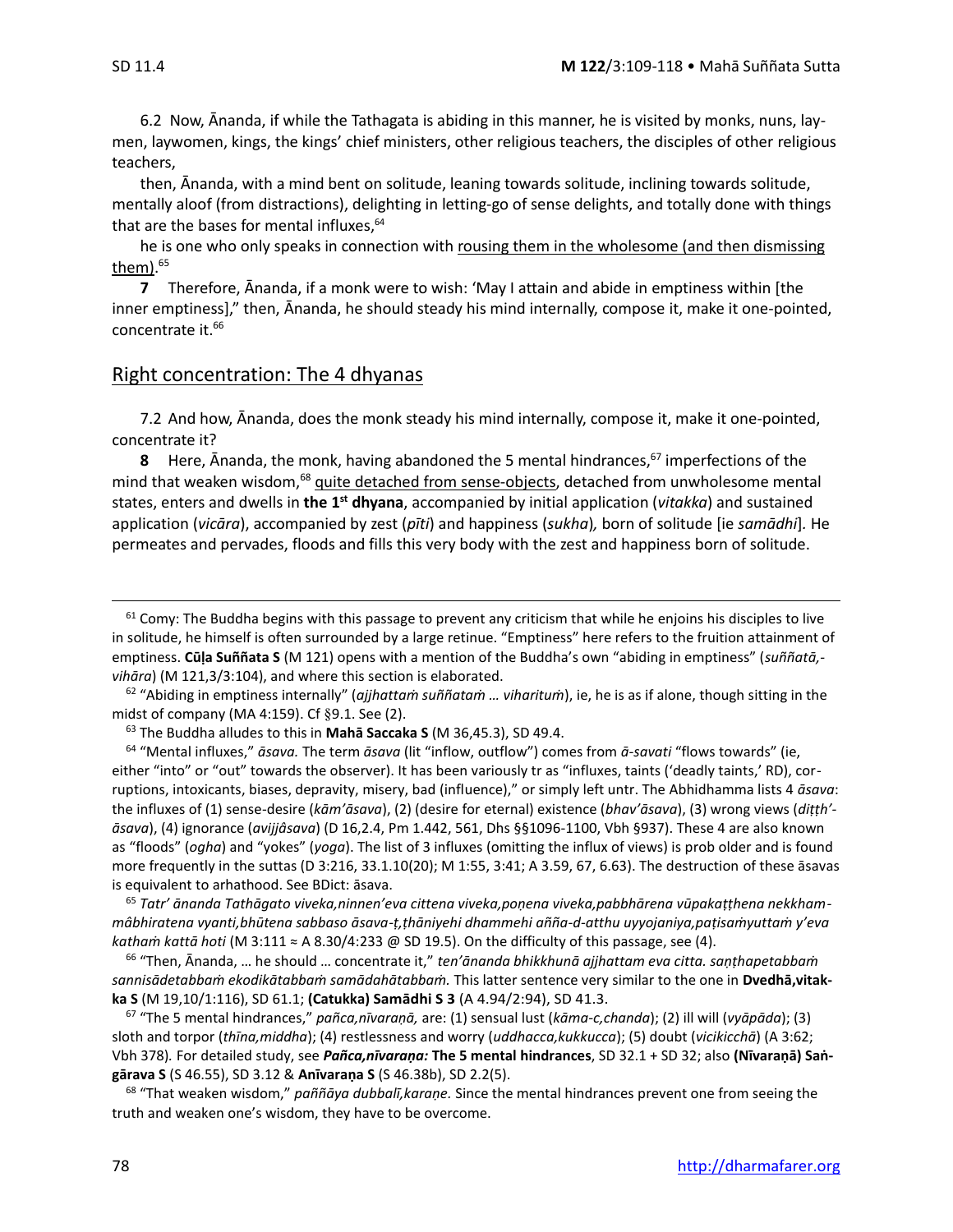6.2 Now, Ānanda, if while the Tathagata is abiding in this manner, he is visited by monks, nuns, laymen, laywomen, kings, the kings' chief ministers, other religious teachers, the disciples of other religious teachers,

then, Ānanda, with a mind bent on solitude, leaning towards solitude, inclining towards solitude, mentally aloof (from distractions), delighting in letting-go of sense delights, and totally done with things that are the bases for mental influxes,[64]

he is one who only speaks in connection with rousing them in the wholesome (and then dismissing them).[65]

**7** Therefore, Ānanda, if a monk were to wish: 'May I attain and abide in emptiness within [the inner emptiness]," then, Ānanda, he should steady his mind internally, compose it, make it one-pointed, concentrate it.[66]

## Right concentration: The 4 dhyanas

7.2 And how, Ānanda, does the monk steady his mind internally, compose it, make it one-pointed, concentrate it?

**8** Here, Ānanda, the monk, having abandoned the 5 mental hindrances,[67] imperfections of the mind that weaken wisdom,[68] quite detached from sense-objects, detached from unwholesome mental states, enters and dwells in **the 1st dhyana**, accompanied by initial application (*vitakka*) and sustained application (*vicāra*), accompanied by zest (*pīti*) and happiness (*sukha*), born of solitude [ie *samādhi*]. He permeates and pervades, floods and fills this very body with the zest and happiness born of solitude.

---

[61] Comy: The Buddha begins with this passage to prevent any criticism that while he enjoins his disciples to live in solitude, he himself is often surrounded by a large retinue. "Emptiness" here refers to the fruition attainment of emptiness. **Cūḷa Suññata S** (M 121) opens with a mention of the Buddha's own "abiding in emptiness" (*suññatā,-vihāra*) (M 121,3/3:104), and where this section is elaborated.

[62] "Abiding in emptiness internally" (*ajjhattaṁ suññataṁ … viharituṁ*), ie, he is as if alone, though sitting in the midst of company (MA 4:159). Cf §9.1. See (2).

[63] The Buddha alludes to this in **Mahā Saccaka S** (M 36,45.3), SD 49.4.

[64] "Mental influxes," *āsava.* The term *āsava* (lit "inflow, outflow") comes from *ā-savati* "flows towards" (ie, either "into" or "out" towards the observer). It has been variously tr as "influxes, taints ('deadly taints,' RD), corruptions, intoxicants, biases, depravity, misery, bad (influence)," or simply left untr. The Abhidhamma lists 4 *āsava*: the influxes of (1) sense-desire (*kām'āsava*), (2) (desire for eternal) existence (*bhav'āsava*), (3) wrong views (*diṭṭh'-āsava*), (4) ignorance (*avijjâsava*) (D 16,2.4, Pm 1.442, 561, Dhs §§1096-1100, Vbh §937). These 4 are also known as "floods" (*ogha*) and "yokes" (*yoga*). The list of 3 influxes (omitting the influx of views) is prob older and is found more frequently in the suttas (D 3:216, 33.1.10(20); M 1:55, 3:41; A 3.59, 67, 6.63). The destruction of these āsavas is equivalent to arhathood. See BDict: āsava.

[65] *Tatr' ānanda Tathāgato viveka,ninnen'eva cittena viveka,poṇena viveka,pabbhārena vūpakaṭṭhena nekkham-mâbhiratena vyanti,bhūtena sabbaso āsava-ṭ,ṭhāniyehi dhammehi añña-d-atthu uyyojaniya,paṭisaṁyuttaṁ y'eva kathaṁ kattā hoti* (M 3:111 ≈ A 8.30/4:233 @ SD 19.5). On the difficulty of this passage, see (4).

[66] "Then, Ānanda, … he should … concentrate it," *ten'ānanda bhikkhunā ajjhattam eva citta. saṇṭhapetabbaṁ sannisādetabbaṁ ekodikātabbaṁ samādahātabbaṁ.* This latter sentence very similar to the one in **Dvedhā,vitakka S** (M 19,10/1:116), SD 61.1; **(Catukka) Samādhi S 3** (A 4.94/2:94), SD 41.3.

[67] "The 5 mental hindrances," *pañca,nīvaraṇā,* are: (1) sensual lust (*kāma-c,chanda*); (2) ill will (*vyāpāda*); (3) sloth and torpor (*thīna,middha*); (4) restlessness and worry (*uddhacca,kukkucca*); (5) doubt (*vicikicchā*) (A 3:62; Vbh 378). For detailed study, see ***Pañca,nīvaraṇa:* The 5 mental hindrances**, SD 32.1 + SD 32; also **(Nīvaraṇā) Saṅgārava S** (S 46.55), SD 3.12 & **Anīvaraṇa S** (S 46.38b), SD 2.2(5).

[68] "That weaken wisdom," *paññāya dubbalī,karaṇe.* Since the mental hindrances prevent one from seeing the truth and weaken one's wisdom, they have to be overcome.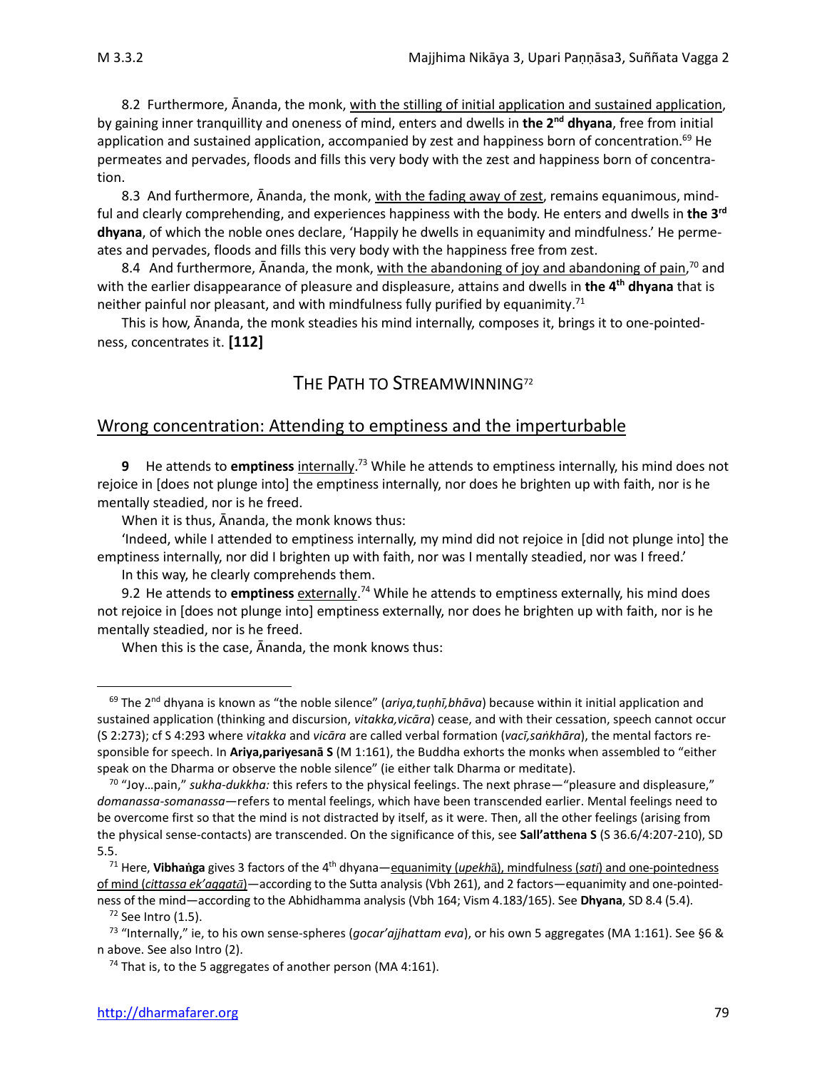8.2 Furthermore, Ānanda, the monk, <u>with the stilling of initial application and sustained application</u>, by gaining inner tranquillity and oneness of mind, enters and dwells in **the 2nd dhyana**, free from initial application and sustained application, accompanied by zest and happiness born of concentration.[69] He permeates and pervades, floods and fills this very body with the zest and happiness born of concentration.

8.3 And furthermore, Ānanda, the monk, <u>with the fading away of zest</u>, remains equanimous, mindful and clearly comprehending, and experiences happiness with the body. He enters and dwells in **the 3rd dhyana**, of which the noble ones declare, 'Happily he dwells in equanimity and mindfulness.' He permeates and pervades, floods and fills this very body with the happiness free from zest.

8.4 And furthermore, Ānanda, the monk, <u>with the abandoning of joy and abandoning of pain</u>,[70] and with the earlier disappearance of pleasure and displeasure, attains and dwells in **the 4th dhyana** that is neither painful nor pleasant, and with mindfulness fully purified by equanimity.[71]

This is how, Ānanda, the monk steadies his mind internally, composes it, brings it to one-pointedness, concentrates it. **[112]**

## THE PATH TO STREAMWINNING[72]

### Wrong concentration: Attending to emptiness and the imperturbable

**9** He attends to **emptiness** <u>internally</u>.[73] While he attends to emptiness internally, his mind does not rejoice in [does not plunge into] the emptiness internally, nor does he brighten up with faith, nor is he mentally steadied, nor is he freed.

When it is thus, Ānanda, the monk knows thus:

'Indeed, while I attended to emptiness internally, my mind did not rejoice in [did not plunge into] the emptiness internally, nor did I brighten up with faith, nor was I mentally steadied, nor was I freed.'

In this way, he clearly comprehends them.

9.2 He attends to **emptiness** <u>externally</u>.[74] While he attends to emptiness externally, his mind does not rejoice in [does not plunge into] emptiness externally, nor does he brighten up with faith, nor is he mentally steadied, nor is he freed.

When this is the case, Ānanda, the monk knows thus:

---

[69] The 2nd dhyana is known as "the noble silence" (*ariya,tuṇhī,bhāva*) because within it initial application and sustained application (thinking and discursion, *vitakka,vicāra*) cease, and with their cessation, speech cannot occur (S 2:273); cf S 4:293 where *vitakka* and *vicāra* are called verbal formation (*vacī,saṅkhāra*), the mental factors responsible for speech. In **Ariya,pariyesanā S** (M 1:161), the Buddha exhorts the monks when assembled to "either speak on the Dharma or observe the noble silence" (ie either talk Dharma or meditate).

[70] "Joy…pain," *sukha-dukkha:* this refers to the physical feelings. The next phrase—"pleasure and displeasure," *domanassa-somanassa*—refers to mental feelings, which have been transcended earlier. Mental feelings need to be overcome first so that the mind is not distracted by itself, as it were. Then, all the other feelings (arising from the physical sense-contacts) are transcended. On the significance of this, see **Sall'atthena S** (S 36.6/4:207-210), SD 5.5.

[71] Here, **Vibhaṅga** gives 3 factors of the 4th dhyana—<u>equanimity (*upekhā*), mindfulness (*sati*) and one-pointedness of mind (*cittassa ek'aggatā*)</u>—according to the Sutta analysis (Vbh 261), and 2 factors—equanimity and one-pointedness of the mind—according to the Abhidhamma analysis (Vbh 164; Vism 4.183/165). See **Dhyana**, SD 8.4 (5.4).

[72] See Intro (1.5).

[73] "Internally," ie, to his own sense-spheres (*gocar'ajjhattam eva*), or his own 5 aggregates (MA 1:161). See §6 & n above. See also Intro (2).

[74] That is, to the 5 aggregates of another person (MA 4:161).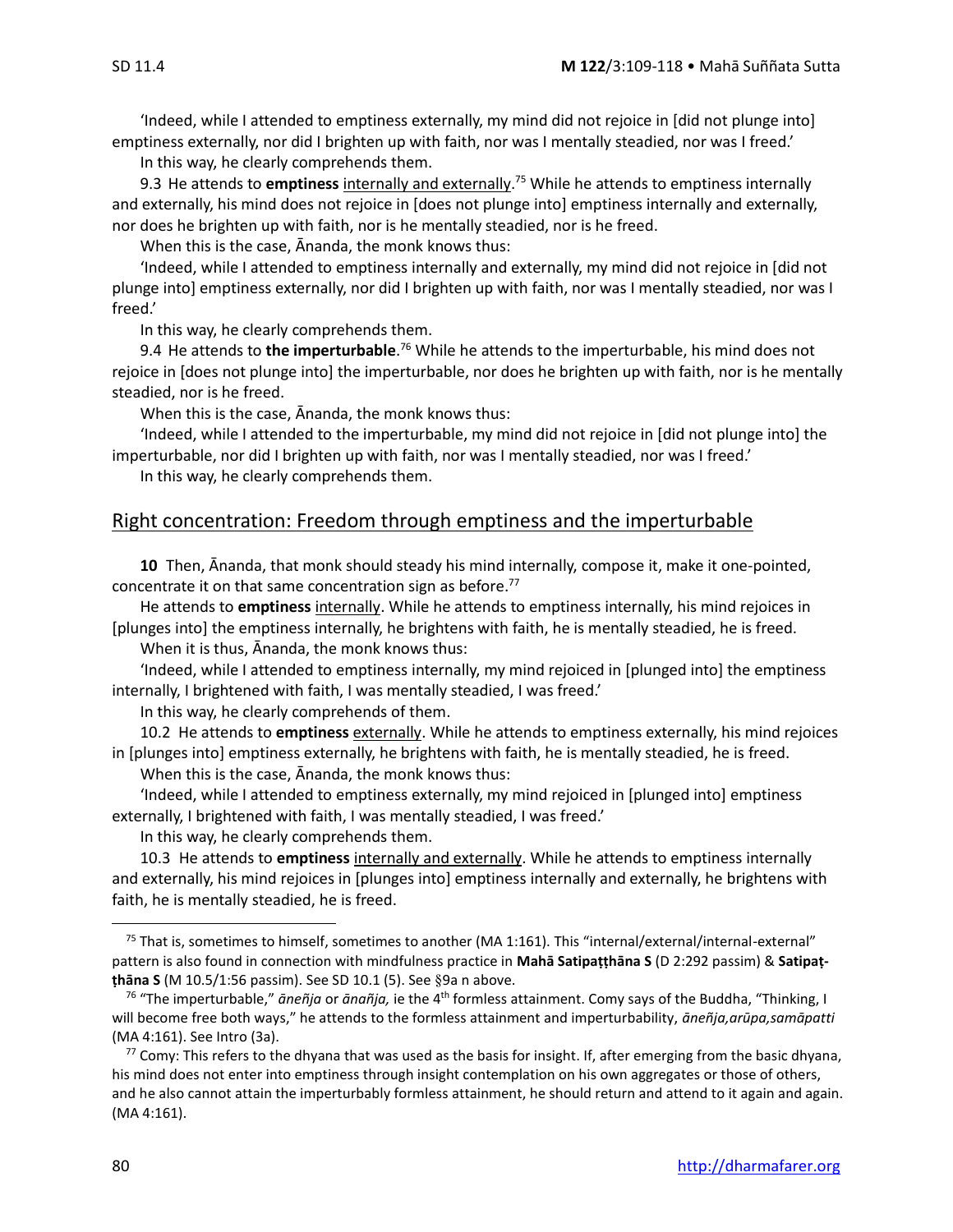'Indeed, while I attended to emptiness externally, my mind did not rejoice in [did not plunge into] emptiness externally, nor did I brighten up with faith, nor was I mentally steadied, nor was I freed.'

In this way, he clearly comprehends them.

9.3 He attends to **emptiness** internally and externally.[75] While he attends to emptiness internally and externally, his mind does not rejoice in [does not plunge into] emptiness internally and externally, nor does he brighten up with faith, nor is he mentally steadied, nor is he freed.

When this is the case, Ānanda, the monk knows thus:

'Indeed, while I attended to emptiness internally and externally, my mind did not rejoice in [did not plunge into] emptiness externally, nor did I brighten up with faith, nor was I mentally steadied, nor was I freed.'

In this way, he clearly comprehends them.

9.4 He attends to **the imperturbable**.[76] While he attends to the imperturbable, his mind does not rejoice in [does not plunge into] the imperturbable, nor does he brighten up with faith, nor is he mentally steadied, nor is he freed.

When this is the case, Ānanda, the monk knows thus:

'Indeed, while I attended to the imperturbable, my mind did not rejoice in [did not plunge into] the imperturbable, nor did I brighten up with faith, nor was I mentally steadied, nor was I freed.'

In this way, he clearly comprehends them.

## Right concentration: Freedom through emptiness and the imperturbable

**10** Then, Ānanda, that monk should steady his mind internally, compose it, make it one-pointed, concentrate it on that same concentration sign as before.[77]

He attends to **emptiness** internally. While he attends to emptiness internally, his mind rejoices in [plunges into] the emptiness internally, he brightens with faith, he is mentally steadied, he is freed.

When it is thus, Ānanda, the monk knows thus:

'Indeed, while I attended to emptiness internally, my mind rejoiced in [plunged into] the emptiness internally, I brightened with faith, I was mentally steadied, I was freed.'

In this way, he clearly comprehends of them.

10.2 He attends to **emptiness** externally. While he attends to emptiness externally, his mind rejoices in [plunges into] emptiness externally, he brightens with faith, he is mentally steadied, he is freed.

When this is the case, Ānanda, the monk knows thus:

'Indeed, while I attended to emptiness externally, my mind rejoiced in [plunged into] emptiness externally, I brightened with faith, I was mentally steadied, I was freed.'

In this way, he clearly comprehends them.

10.3 He attends to **emptiness** internally and externally. While he attends to emptiness internally and externally, his mind rejoices in [plunges into] emptiness internally and externally, he brightens with faith, he is mentally steadied, he is freed.

---

[75] That is, sometimes to himself, sometimes to another (MA 1:161). This "internal/external/internal-external" pattern is also found in connection with mindfulness practice in **Mahā Satipaṭṭhāna S** (D 2:292 passim) & **Satipaṭṭhāna S** (M 10.5/1:56 passim). See SD 10.1 (5). See §9a n above.

[76] "The imperturbable," *āneñja* or *ānañja,* ie the 4th formless attainment. Comy says of the Buddha, "Thinking, I will become free both ways," he attends to the formless attainment and imperturbability, *āneñja,arūpa,samāpatti* (MA 4:161). See Intro (3a).

[77] Comy: This refers to the dhyana that was used as the basis for insight. If, after emerging from the basic dhyana, his mind does not enter into emptiness through insight contemplation on his own aggregates or those of others, and he also cannot attain the imperturbably formless attainment, he should return and attend to it again and again. (MA 4:161).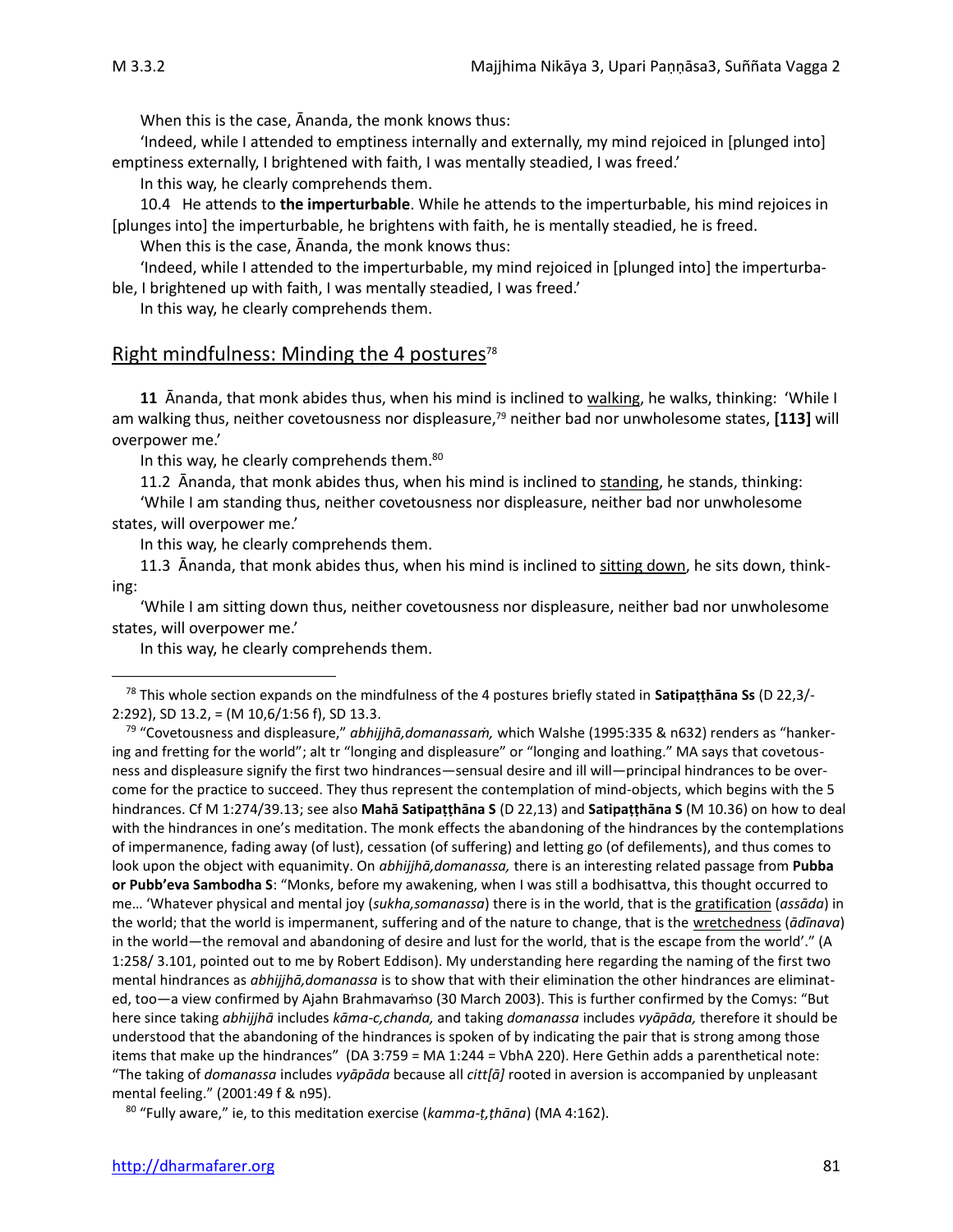When this is the case, Ānanda, the monk knows thus:

'Indeed, while I attended to emptiness internally and externally, my mind rejoiced in [plunged into] emptiness externally, I brightened with faith, I was mentally steadied, I was freed.'

In this way, he clearly comprehends them.

10.4 He attends to **the imperturbable**. While he attends to the imperturbable, his mind rejoices in [plunges into] the imperturbable, he brightens with faith, he is mentally steadied, he is freed.

When this is the case, Ānanda, the monk knows thus:

'Indeed, while I attended to the imperturbable, my mind rejoiced in [plunged into] the imperturbable, I brightened up with faith, I was mentally steadied, I was freed.'

In this way, he clearly comprehends them.

## Right mindfulness: Minding the 4 postures[78]

**11** Ānanda, that monk abides thus, when his mind is inclined to walking, he walks, thinking: 'While I am walking thus, neither covetousness nor displeasure,[79] neither bad nor unwholesome states, **[113]** will overpower me.'

In this way, he clearly comprehends them.[80]

11.2 Ānanda, that monk abides thus, when his mind is inclined to standing, he stands, thinking:

'While I am standing thus, neither covetousness nor displeasure, neither bad nor unwholesome states, will overpower me.'

In this way, he clearly comprehends them.

11.3 Ānanda, that monk abides thus, when his mind is inclined to sitting down, he sits down, thinking:

'While I am sitting down thus, neither covetousness nor displeasure, neither bad nor unwholesome states, will overpower me.'

In this way, he clearly comprehends them.

---

[78] This whole section expands on the mindfulness of the 4 postures briefly stated in **Satipaṭṭhāna Ss** (D 22,3/-2:292), SD 13.2, = (M 10,6/1:56 f), SD 13.3.

[79] "Covetousness and displeasure," *abhijjhā,domanassaṁ,* which Walshe (1995:335 & n632) renders as "hankering and fretting for the world"; alt tr "longing and displeasure" or "longing and loathing." MA says that covetousness and displeasure signify the first two hindrances—sensual desire and ill will—principal hindrances to be overcome for the practice to succeed. They thus represent the contemplation of mind-objects, which begins with the 5 hindrances. Cf M 1:274/39.13; see also **Mahā Satipaṭṭhāna S** (D 22,13) and **Satipaṭṭhāna S** (M 10.36) on how to deal with the hindrances in one's meditation. The monk effects the abandoning of the hindrances by the contemplations of impermanence, fading away (of lust), cessation (of suffering) and letting go (of defilements), and thus comes to look upon the object with equanimity. On *abhijjhā,domanassa,* there is an interesting related passage from **Pubba or Pubb'eva Sambodha S**: "Monks, before my awakening, when I was still a bodhisattva, this thought occurred to me… 'Whatever physical and mental joy (*sukha,somanassa*) there is in the world, that is the gratification (*assāda*) in the world; that the world is impermanent, suffering and of the nature to change, that is the wretchedness (*ādīnava*) in the world—the removal and abandoning of desire and lust for the world, that is the escape from the world'." (A 1:258/ 3.101, pointed out to me by Robert Eddison). My understanding here regarding the naming of the first two mental hindrances as *abhijjhā,domanassa* is to show that with their elimination the other hindrances are eliminated, too—a view confirmed by Ajahn Brahmavaṁso (30 March 2003). This is further confirmed by the Comys: "But here since taking *abhijjhā* includes *kāma-c,chanda,* and taking *domanassa* includes *vyāpāda,* therefore it should be understood that the abandoning of the hindrances is spoken of by indicating the pair that is strong among those items that make up the hindrances" (DA 3:759 = MA 1:244 = VbhA 220). Here Gethin adds a parenthetical note: "The taking of *domanassa* includes *vyāpāda* because all *citt[ā]* rooted in aversion is accompanied by unpleasant mental feeling." (2001:49 f & n95).

[80] "Fully aware," ie, to this meditation exercise (*kamma-ṭ,ṭhāna*) (MA 4:162).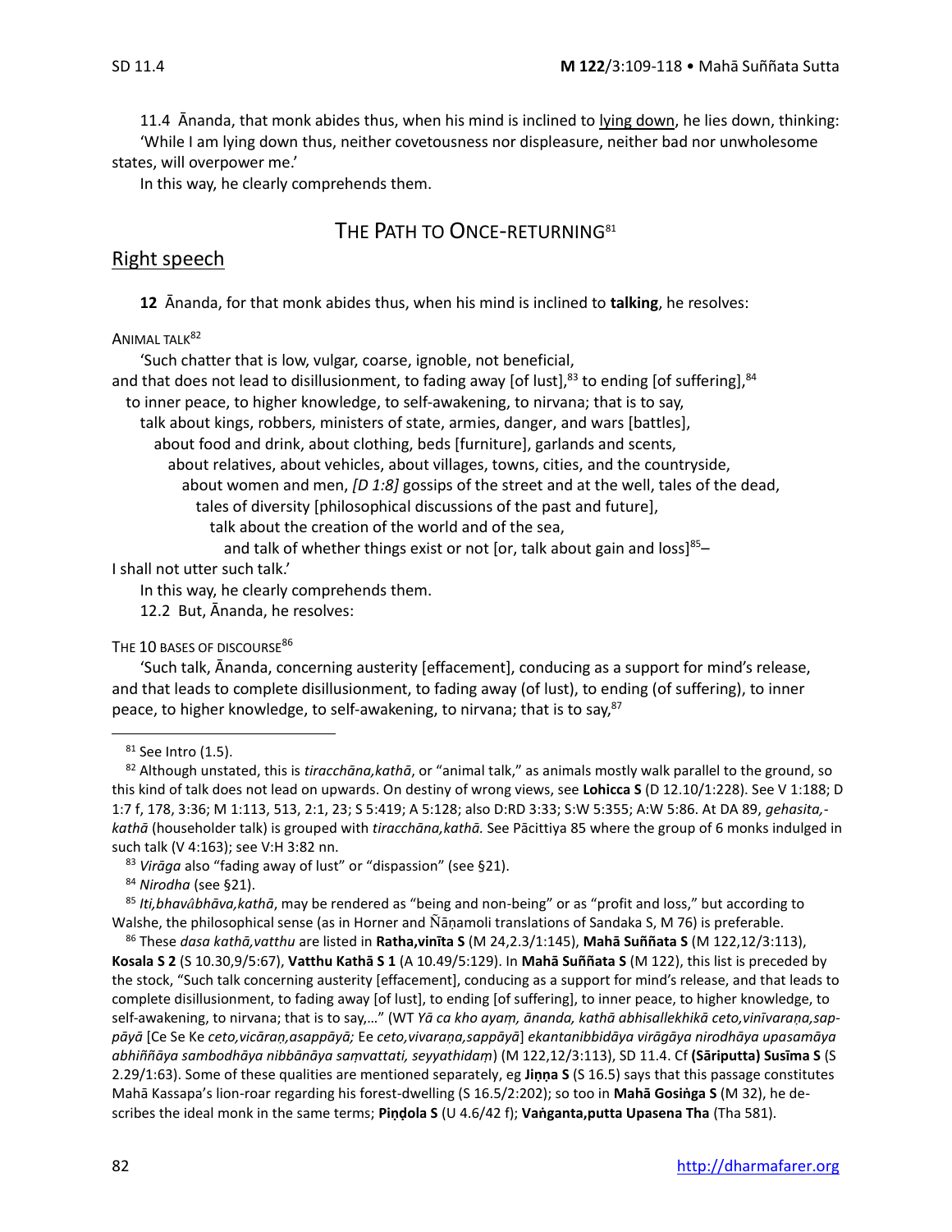11.4 Ānanda, that monk abides thus, when his mind is inclined to lying down, he lies down, thinking:

'While I am lying down thus, neither covetousness nor displeasure, neither bad nor unwholesome states, will overpower me.'

In this way, he clearly comprehends them.

## THE PATH TO ONCE-RETURNING[81]

### Right speech

**12** Ānanda, for that monk abides thus, when his mind is inclined to **talking**, he resolves:

ANIMAL TALK[82]

'Such chatter that is low, vulgar, coarse, ignoble, not beneficial,
and that does not lead to disillusionment, to fading away [of lust],[83] to ending [of suffering],[84]
to inner peace, to higher knowledge, to self-awakening, to nirvana; that is to say,
talk about kings, robbers, ministers of state, armies, danger, and wars [battles],
about food and drink, about clothing, beds [furniture], garlands and scents,
about relatives, about vehicles, about villages, towns, cities, and the countryside,
about women and men, *[D 1:8]* gossips of the street and at the well, tales of the dead,
tales of diversity [philosophical discussions of the past and future],
talk about the creation of the world and of the sea,
and talk of whether things exist or not [or, talk about gain and loss][85]–
I shall not utter such talk.'

In this way, he clearly comprehends them.

12.2 But, Ānanda, he resolves:

THE 10 BASES OF DISCOURSE[86]

'Such talk, Ānanda, concerning austerity [effacement], conducing as a support for mind's release, and that leads to complete disillusionment, to fading away (of lust), to ending (of suffering), to inner peace, to higher knowledge, to self-awakening, to nirvana; that is to say,[87]

---

[81] See Intro (1.5).

[82] Although unstated, this is *tiracchāna,kathā*, or "animal talk," as animals mostly walk parallel to the ground, so this kind of talk does not lead on upwards. On destiny of wrong views, see **Lohicca S** (D 12.10/1:228). See V 1:188; D 1:7 f, 178, 3:36; M 1:113, 513, 2:1, 23; S 5:419; A 5:128; also D:RD 3:33; S:W 5:355; A:W 5:86. At DA 89, *gehasita,-kathā* (householder talk) is grouped with *tiracchāna,kathā.* See Pācittiya 85 where the group of 6 monks indulged in such talk (V 4:163); see V:H 3:82 nn.

[83] *Virāga* also "fading away of lust" or "dispassion" (see §21).

[84] *Nirodha* (see §21).

[85] *Iti,bhavâbhāva,kathā*, may be rendered as "being and non-being" or as "profit and loss," but according to Walshe, the philosophical sense (as in Horner and Ñāṇamoli translations of Sandaka S, M 76) is preferable.

[86] These *dasa kathā,vatthu* are listed in **Ratha,vinīta S** (M 24,2.3/1:145), **Mahā Suññata S** (M 122,12/3:113), **Kosala S 2** (S 10.30,9/5:67), **Vatthu Kathā S 1** (A 10.49/5:129). In **Mahā Suññata S** (M 122), this list is preceded by the stock, "Such talk concerning austerity [effacement], conducing as a support for mind's release, and that leads to complete disillusionment, to fading away [of lust], to ending [of suffering], to inner peace, to higher knowledge, to self-awakening, to nirvana; that is to say,…" (WT *Yā ca kho ayaṃ, ānanda, kathā abhisallekhikā ceto,vinīvaraṇa,sappāyā* [Ce Se Ke *ceto,vicāraṇ,asappāyā;* Ee *ceto,vivaraṇa,sappāyā*] *ekantanibbidāya virāgāya nirodhāya upasamāya abhiññāya sambodhāya nibbānāya saṃvattati, seyyathidaṃ*) (M 122,12/3:113), SD 11.4. Cf **(Sāriputta) Susīma S** (S 2.29/1:63). Some of these qualities are mentioned separately, eg **Jiṇṇa S** (S 16.5) says that this passage constitutes Mahā Kassapa's lion-roar regarding his forest-dwelling (S 16.5/2:202); so too in **Mahā Gosiṅga S** (M 32), he describes the ideal monk in the same terms; **Piṇḍola S** (U 4.6/42 f); **Vaṅganta,putta Upasena Tha** (Tha 581).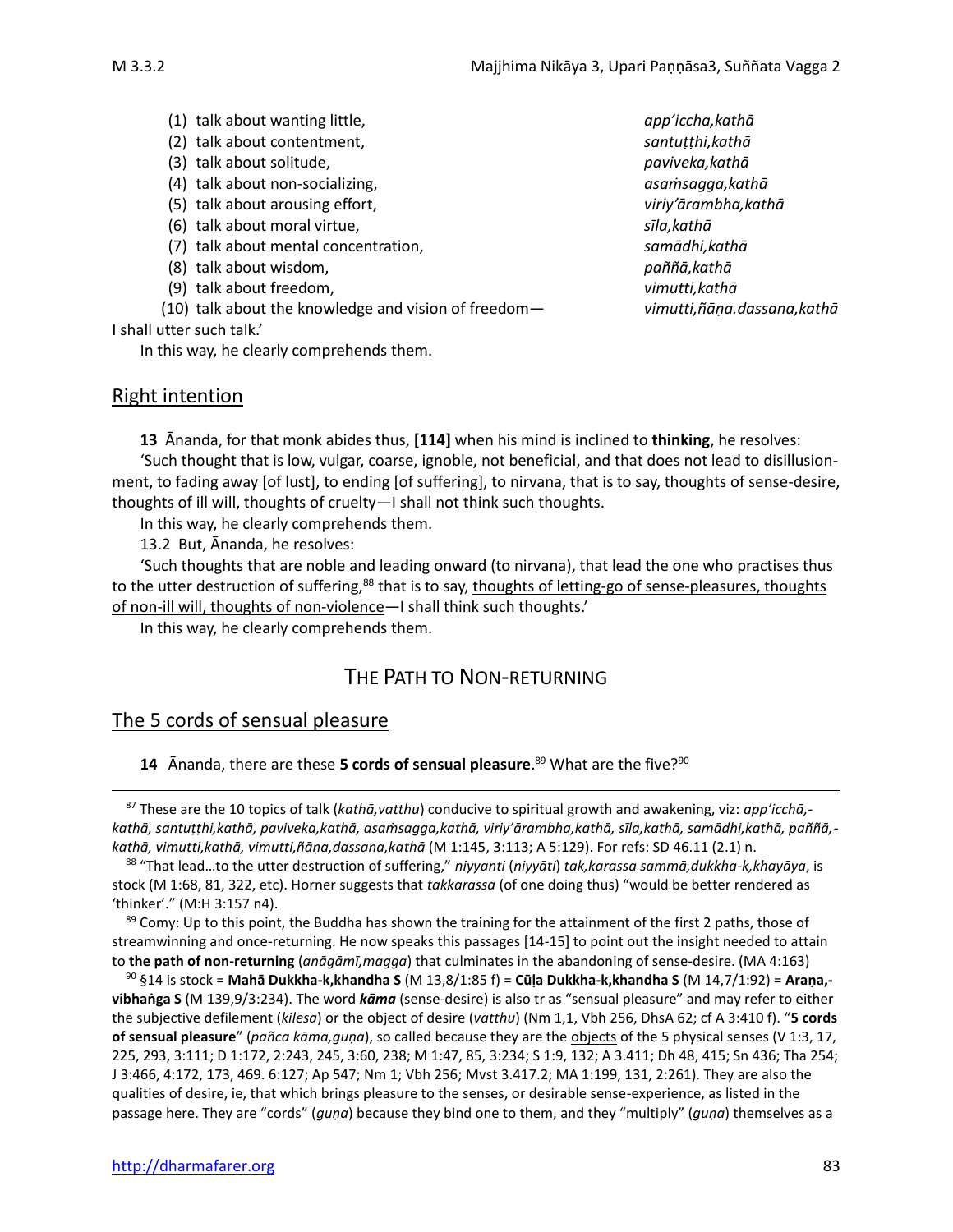(1) talk about wanting little, *app'iccha,kathā*
(2) talk about contentment, *santuṭṭhi,kathā*
(3) talk about solitude, *paviveka,kathā*
(4) talk about non-socializing, *asaṁsagga,kathā*
(5) talk about arousing effort, *viriy'ārambha,kathā*
(6) talk about moral virtue, *sīla,kathā*
(7) talk about mental concentration, *samādhi,kathā*
(8) talk about wisdom, *paññā,kathā*
(9) talk about freedom, *vimutti,kathā*
(10) talk about the knowledge and vision of freedom— *vimutti,ñāṇa.dassana,kathā*

I shall utter such talk.'

In this way, he clearly comprehends them.

## Right intention

**13** Ānanda, for that monk abides thus, **[114]** when his mind is inclined to **thinking**, he resolves:

'Such thought that is low, vulgar, coarse, ignoble, not beneficial, and that does not lead to disillusionment, to fading away [of lust], to ending [of suffering], to nirvana, that is to say, thoughts of sense-desire, thoughts of ill will, thoughts of cruelty—I shall not think such thoughts.

In this way, he clearly comprehends them.

13.2 But, Ānanda, he resolves:

'Such thoughts that are noble and leading onward (to nirvana), that lead the one who practises thus to the utter destruction of suffering,[88] that is to say, thoughts of letting-go of sense-pleasures, thoughts of non-ill will, thoughts of non-violence—I shall think such thoughts.'

In this way, he clearly comprehends them.

# THE PATH TO NON-RETURNING

## The 5 cords of sensual pleasure

**14** Ānanda, there are these **5 cords of sensual pleasure**.[89] What are the five?[90]

---

[87] These are the 10 topics of talk (*kathā,vatthu*) conducive to spiritual growth and awakening, viz: *app'icchā,kathā, santuṭṭhi,kathā, paviveka,kathā, asaṁsagga,kathā, viriy'ārambha,kathā, sīla,kathā, samādhi,kathā, paññā,kathā, vimutti,kathā, vimutti,ñāṇa,dassana,kathā* (M 1:145, 3:113; A 5:129). For refs: SD 46.11 (2.1) n.

[88] "That lead…to the utter destruction of suffering," *niyyanti* (*niyyāti*) *tak,karassa sammā,dukkha-k,khayāya*, is stock (M 1:68, 81, 322, etc). Horner suggests that *takkarassa* (of one doing thus) "would be better rendered as 'thinker'." (M:H 3:157 n4).

[89] Comy: Up to this point, the Buddha has shown the training for the attainment of the first 2 paths, those of streamwinning and once-returning. He now speaks this passages [14-15] to point out the insight needed to attain to **the path of non-returning** (*anāgāmī,magga*) that culminates in the abandoning of sense-desire. (MA 4:163)

[90] §14 is stock = **Mahā Dukkha-k,khandha S** (M 13,8/1:85 f) = **Cūḷa Dukkha-k,khandha S** (M 14,7/1:92) = **Araṇa,vibhaṅga S** (M 139,9/3:234). The word ***kāma*** (sense-desire) is also tr as "sensual pleasure" and may refer to either the subjective defilement (*kilesa*) or the object of desire (*vatthu*) (Nm 1,1, Vbh 256, DhsA 62; cf A 3:410 f). "**5 cords of sensual pleasure**" (*pañca kāma,guṇa*), so called because they are the objects of the 5 physical senses (V 1:3, 17, 225, 293, 3:111; D 1:172, 2:243, 245, 3:60, 238; M 1:47, 85, 3:234; S 1:9, 132; A 3.411; Dh 48, 415; Sn 436; Tha 254; J 3:466, 4:172, 173, 469. 6:127; Ap 547; Nm 1; Vbh 256; Mvst 3.417.2; MA 1:199, 131, 2:261). They are also the qualities of desire, ie, that which brings pleasure to the senses, or desirable sense-experience, as listed in the passage here. They are "cords" (*guṇa*) because they bind one to them, and they "multiply" (*guṇa*) themselves as a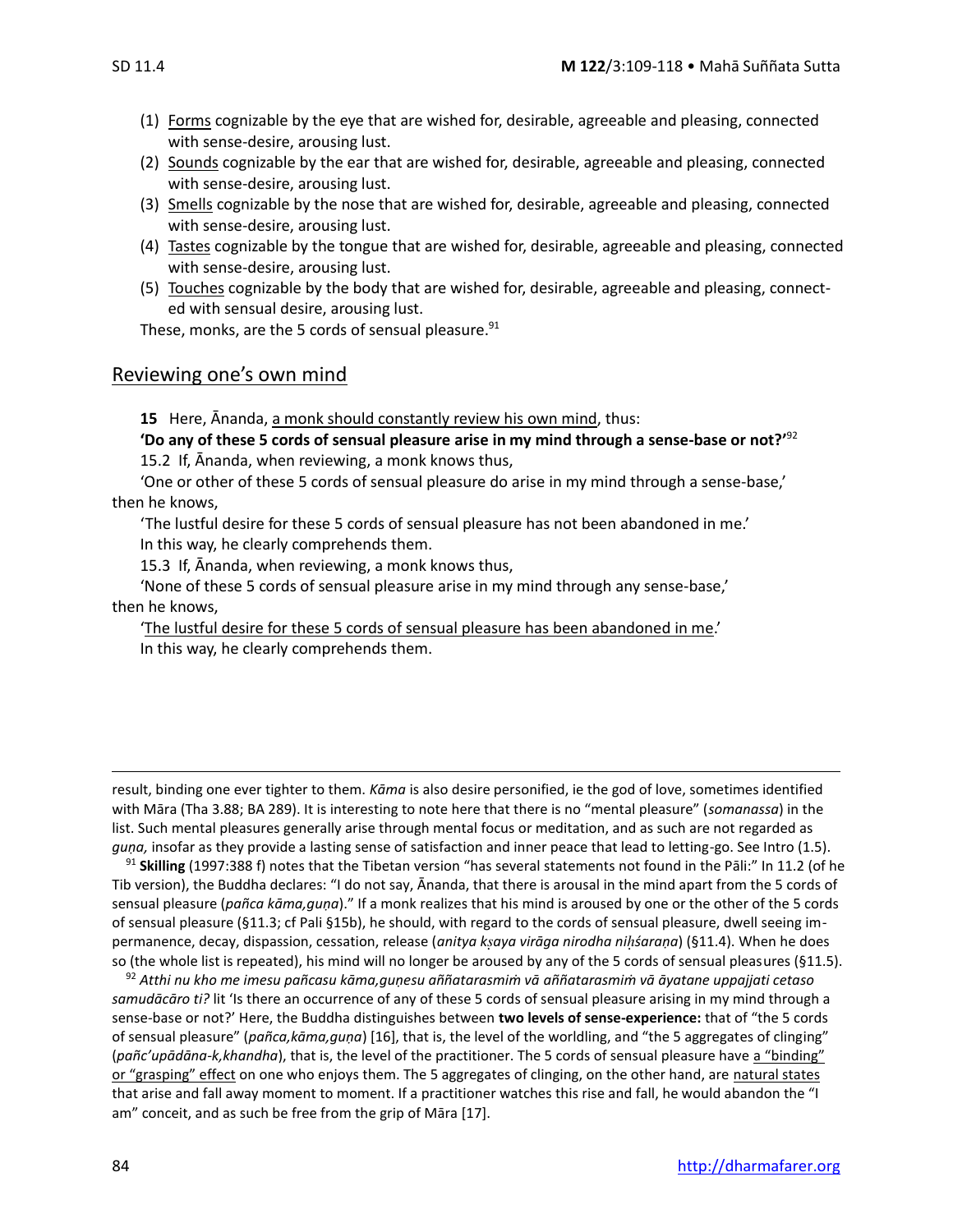(1) Forms cognizable by the eye that are wished for, desirable, agreeable and pleasing, connected with sense-desire, arousing lust.

(2) Sounds cognizable by the ear that are wished for, desirable, agreeable and pleasing, connected with sense-desire, arousing lust.

(3) Smells cognizable by the nose that are wished for, desirable, agreeable and pleasing, connected with sense-desire, arousing lust.

(4) Tastes cognizable by the tongue that are wished for, desirable, agreeable and pleasing, connected with sense-desire, arousing lust.

(5) Touches cognizable by the body that are wished for, desirable, agreeable and pleasing, connected with sensual desire, arousing lust.

These, monks, are the 5 cords of sensual pleasure.[91]

## Reviewing one's own mind

**15** Here, Ānanda, a monk should constantly review his own mind, thus:

**'Do any of these 5 cords of sensual pleasure arise in my mind through a sense-base or not?'**[92]

15.2 If, Ānanda, when reviewing, a monk knows thus,

'One or other of these 5 cords of sensual pleasure do arise in my mind through a sense-base,' then he knows,

'The lustful desire for these 5 cords of sensual pleasure has not been abandoned in me.'

In this way, he clearly comprehends them.

15.3 If, Ānanda, when reviewing, a monk knows thus,

'None of these 5 cords of sensual pleasure arise in my mind through any sense-base,' then he knows,

'The lustful desire for these 5 cords of sensual pleasure has been abandoned in me.'

In this way, he clearly comprehends them.

---

result, binding one ever tighter to them. *Kāma* is also desire personified, ie the god of love, sometimes identified with Māra (Tha 3.88; BA 289). It is interesting to note here that there is no "mental pleasure" (*somanassa*) in the list. Such mental pleasures generally arise through mental focus or meditation, and as such are not regarded as *guṇa,* insofar as they provide a lasting sense of satisfaction and inner peace that lead to letting-go. See Intro (1.5).

[91] **Skilling** (1997:388 f) notes that the Tibetan version "has several statements not found in the Pāli:" In 11.2 (of he Tib version), the Buddha declares: "I do not say, Ānanda, that there is arousal in the mind apart from the 5 cords of sensual pleasure (*pañca kāma,guṇa*)." If a monk realizes that his mind is aroused by one or the other of the 5 cords of sensual pleasure (§11.3; cf Pali §15b), he should, with regard to the cords of sensual pleasure, dwell seeing impermanence, decay, dispassion, cessation, release (*anitya kṣaya virāga nirodha niḥśaraṇa*) (§11.4). When he does so (the whole list is repeated), his mind will no longer be aroused by any of the 5 cords of sensual pleasures (§11.5).

[92] *Atthi nu kho me imesu pañcasu kāma,guṇesu aññatarasmiṁ vā aññatarasmiṁ vā āyatane uppajjati cetaso samudācāro ti?* lit 'Is there an occurrence of any of these 5 cords of sensual pleasure arising in my mind through a sense-base or not?' Here, the Buddha distinguishes between **two levels of sense-experience:** that of "the 5 cords of sensual pleasure" (*pañca,kāma,guṇa*) [16], that is, the level of the worldling, and "the 5 aggregates of clinging" (*pañc'upādāna-k,khandha*), that is, the level of the practitioner. The 5 cords of sensual pleasure have a "binding" or "grasping" effect on one who enjoys them. The 5 aggregates of clinging, on the other hand, are natural states that arise and fall away moment to moment. If a practitioner watches this rise and fall, he would abandon the "I am" conceit, and as such be free from the grip of Māra [17].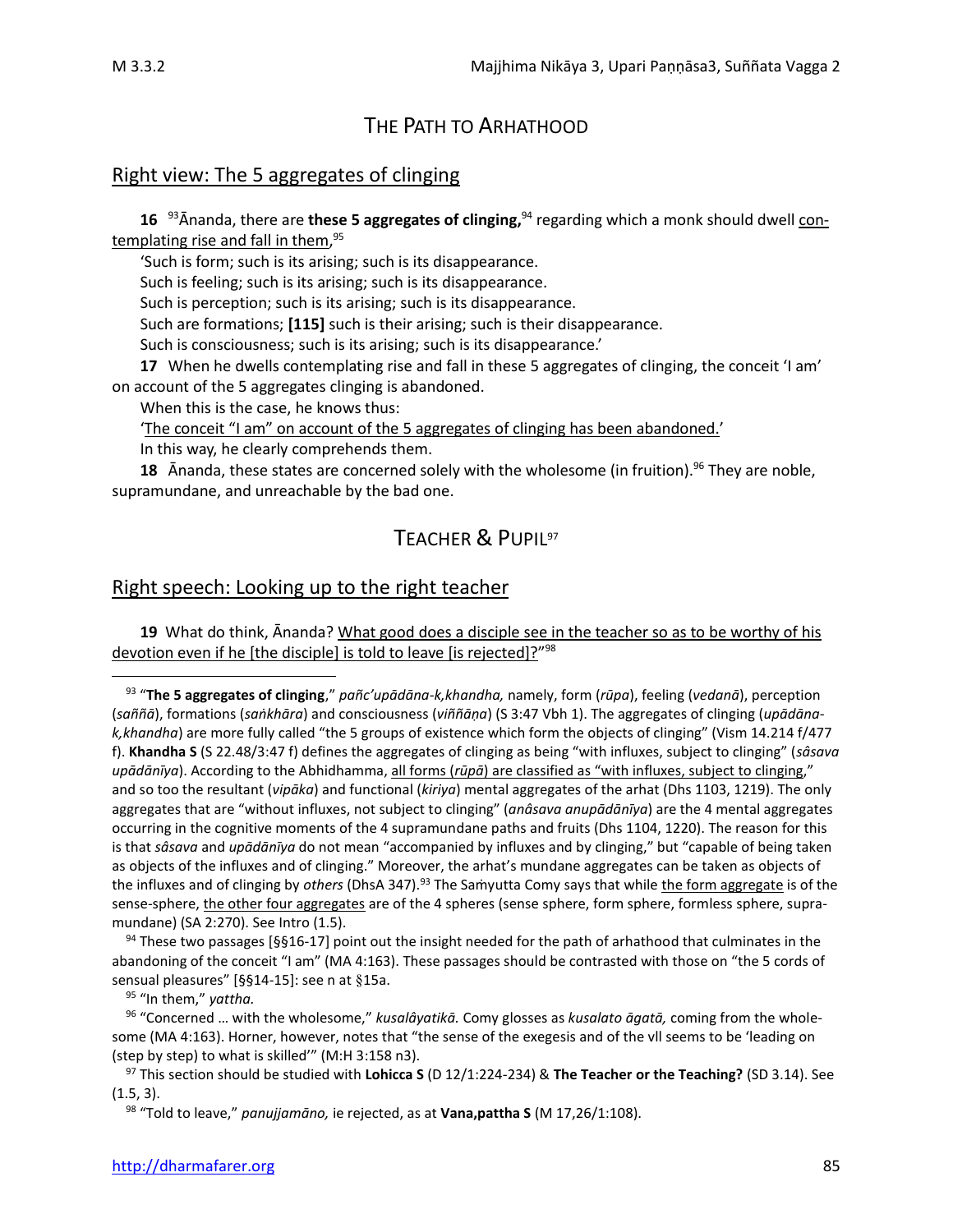## THE PATH TO ARHATHOOD

### Right view: The 5 aggregates of clinging

**16** [93]Ānanda, there are **these 5 aggregates of clinging,**[94] regarding which a monk should dwell contemplating rise and fall in them,[95]

'Such is form; such is its arising; such is its disappearance.

Such is feeling; such is its arising; such is its disappearance.

Such is perception; such is its arising; such is its disappearance.

Such are formations; **[115]** such is their arising; such is their disappearance.

Such is consciousness; such is its arising; such is its disappearance.'

**17** When he dwells contemplating rise and fall in these 5 aggregates of clinging, the conceit 'I am' on account of the 5 aggregates clinging is abandoned.

When this is the case, he knows thus:

'The conceit "I am" on account of the 5 aggregates of clinging has been abandoned.'

In this way, he clearly comprehends them.

**18** Ānanda, these states are concerned solely with the wholesome (in fruition).[96] They are noble, supramundane, and unreachable by the bad one.

## TEACHER & PUPIL[97]

### Right speech: Looking up to the right teacher

**19** What do think, Ānanda? What good does a disciple see in the teacher so as to be worthy of his devotion even if he [the disciple] is told to leave [is rejected]?"[98]

---

[93] "**The 5 aggregates of clinging**," *pañc'upādāna-k,khandha,* namely, form (*rūpa*), feeling (*vedanā*), perception (*saññā*), formations (*saṅkhāra*) and consciousness (*viññāṇa*) (S 3:47 Vbh 1). The aggregates of clinging (*upādāna-k,khandha*) are more fully called "the 5 groups of existence which form the objects of clinging" (Vism 14.214 f/477 f). **Khandha S** (S 22.48/3:47 f) defines the aggregates of clinging as being "with influxes, subject to clinging" (*sâsava upādānīya*). According to the Abhidhamma, all forms (*rūpā*) are classified as "with influxes, subject to clinging," and so too the resultant (*vipāka*) and functional (*kiriya*) mental aggregates of the arhat (Dhs 1103, 1219). The only aggregates that are "without influxes, not subject to clinging" (*anâsava anupādānīya*) are the 4 mental aggregates occurring in the cognitive moments of the 4 supramundane paths and fruits (Dhs 1104, 1220). The reason for this is that *sâsava* and *upādānīya* do not mean "accompanied by influxes and by clinging," but "capable of being taken as objects of the influxes and of clinging." Moreover, the arhat's mundane aggregates can be taken as objects of the influxes and of clinging by *others* (DhsA 347).[93] The Saṁyutta Comy says that while the form aggregate is of the sense-sphere, the other four aggregates are of the 4 spheres (sense sphere, form sphere, formless sphere, supramundane) (SA 2:270). See Intro (1.5).

[94] These two passages [§§16-17] point out the insight needed for the path of arhathood that culminates in the abandoning of the conceit "I am" (MA 4:163). These passages should be contrasted with those on "the 5 cords of sensual pleasures" [§§14-15]: see n at §15a.

[95] "In them," *yattha.*

[96] "Concerned ... with the wholesome," *kusalâyatikā.* Comy glosses as *kusalato āgatā,* coming from the wholesome (MA 4:163). Horner, however, notes that "the sense of the exegesis and of the vll seems to be 'leading on (step by step) to what is skilled'" (M:H 3:158 n3).

[97] This section should be studied with **Lohicca S** (D 12/1:224-234) & **The Teacher or the Teaching?** (SD 3.14). See (1.5, 3).

[98] "Told to leave," *panujjamāno,* ie rejected, as at **Vana,pattha S** (M 17,26/1:108).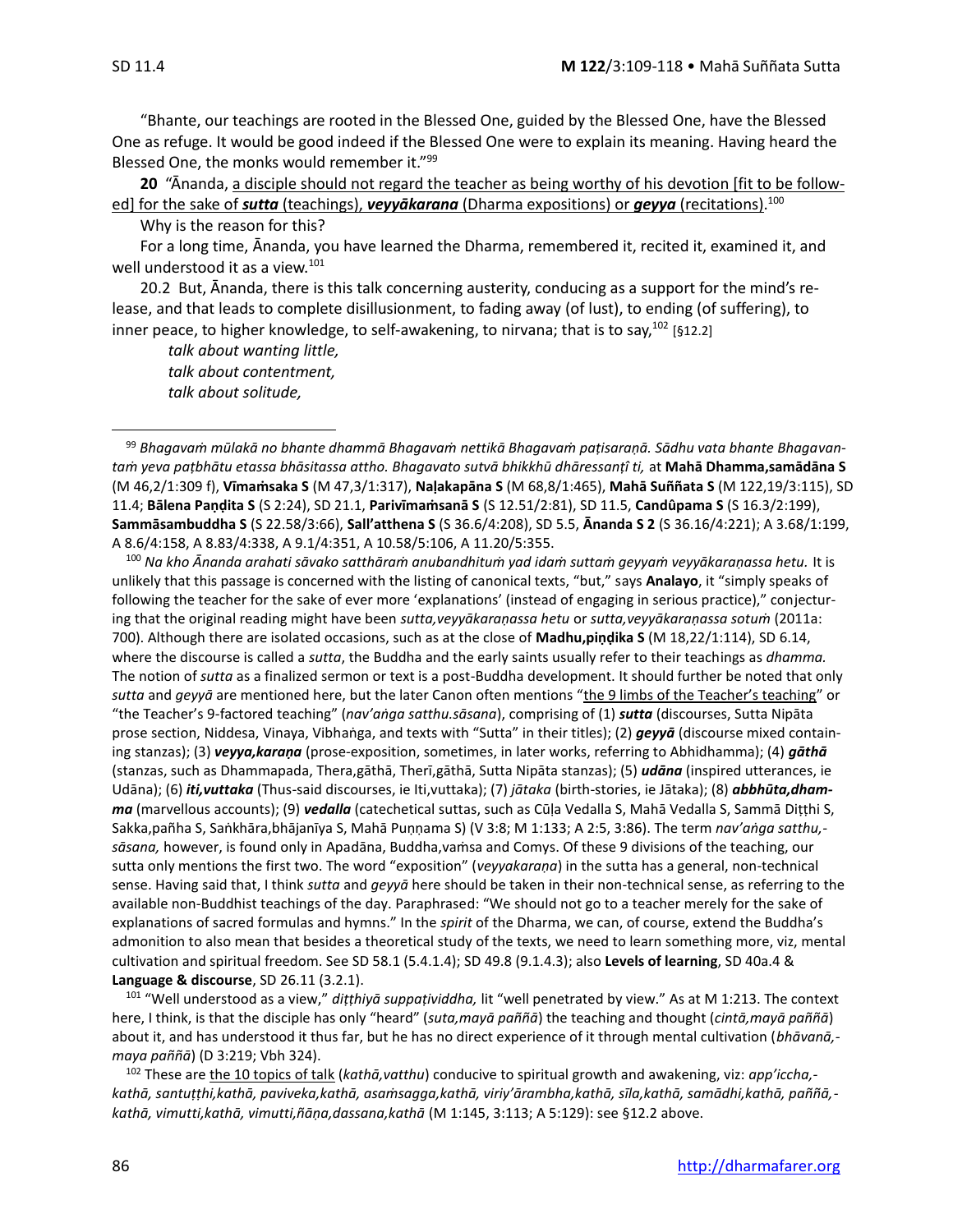"Bhante, our teachings are rooted in the Blessed One, guided by the Blessed One, have the Blessed One as refuge. It would be good indeed if the Blessed One were to explain its meaning. Having heard the Blessed One, the monks would remember it."[99]

**20** "Ānanda, a disciple should not regard the teacher as being worthy of his devotion [fit to be followed] for the sake of ***sutta*** (teachings), ***veyyākarana*** (Dharma expositions) or ***geyya*** (recitations).[100]

Why is the reason for this?

For a long time, Ānanda, you have learned the Dharma, remembered it, recited it, examined it, and well understood it as a view.[101]

20.2 But, Ānanda, there is this talk concerning austerity, conducing as a support for the mind's release, and that leads to complete disillusionment, to fading away (of lust), to ending (of suffering), to inner peace, to higher knowledge, to self-awakening, to nirvana; that is to say,[102] [§12.2]

> *talk about wanting little,*
> *talk about contentment,*
> *talk about solitude,*

---

[99] *Bhagavaṁ mūlakā no bhante dhammā Bhagavaṁ nettikā Bhagavaṁ paṭisaraṇā. Sādhu vata bhante Bhagavantaṁ yeva paṭbhātu etassa bhāsitassa attho. Bhagavato sutvā bhikkhū dhāressanṭî ti,* at **Mahā Dhamma,samādāna S** (M 46,2/1:309 f), **Vīmaṁsaka S** (M 47,3/1:317), **Naḷakapāna S** (M 68,8/1:465), **Mahā Suññata S** (M 122,19/3:115), SD 11.4; **Bālena Paṇḍita S** (S 2:24), SD 21.1, **Parivīmaṁsanā S** (S 12.51/2:81), SD 11.5, **Candûpama S** (S 16.3/2:199), **Sammāsambuddha S** (S 22.58/3:66), **Sall'atthena S** (S 36.6/4:208), SD 5.5, **Ānanda S 2** (S 36.16/4:221); A 3.68/1:199, A 8.6/4:158, A 8.83/4:338, A 9.1/4:351, A 10.58/5:106, A 11.20/5:355.

[100] *Na kho Ānanda arahati sāvako satthāraṁ anubandhituṁ yad idaṁ suttaṁ geyyaṁ veyyākaraṇassa hetu.* It is unlikely that this passage is concerned with the listing of canonical texts, "but," says **Analayo**, it "simply speaks of following the teacher for the sake of ever more 'explanations' (instead of engaging in serious practice)," conjecturing that the original reading might have been *sutta,veyyākaraṇassa hetu* or *sutta,veyyākaraṇassa sotuṁ* (2011a: 700). Although there are isolated occasions, such as at the close of **Madhu,piṇḍika S** (M 18,22/1:114), SD 6.14, where the discourse is called a *sutta*, the Buddha and the early saints usually refer to their teachings as *dhamma.* The notion of *sutta* as a finalized sermon or text is a post-Buddha development. It should further be noted that only *sutta* and *geyyā* are mentioned here, but the later Canon often mentions "the 9 limbs of the Teacher's teaching" or "the Teacher's 9-factored teaching" (*nav'aṅga satthu.sāsana*), comprising of (1) ***sutta*** (discourses, Sutta Nipāta prose section, Niddesa, Vinaya, Vibhaṅga, and texts with "Sutta" in their titles); (2) ***geyyā*** (discourse mixed containing stanzas); (3) ***veyya,karaṇa*** (prose-exposition, sometimes, in later works, referring to Abhidhamma); (4) ***gāthā*** (stanzas, such as Dhammapada, Thera,gāthā, Therī,gāthā, Sutta Nipāta stanzas); (5) ***udāna*** (inspired utterances, ie Udāna); (6) ***iti,vuttaka*** (Thus-said discourses, ie Iti,vuttaka); (7) *jātaka* (birth-stories, ie Jātaka); (8) ***abbhūta,dhamma*** (marvellous accounts); (9) ***vedalla*** (catechetical suttas, such as Cūḷa Vedalla S, Mahā Vedalla S, Sammā Diṭṭhi S, Sakka,pañha S, Saṅkhāra,bhājanīya S, Mahā Puṇṇama S) (V 3:8; M 1:133; A 2:5, 3:86). The term *nav'aṅga satthu,sāsana,* however, is found only in Apadāna, Buddha,vaṁsa and Comys. Of these 9 divisions of the teaching, our sutta only mentions the first two. The word "exposition" (*veyyakaraṇa*) in the sutta has a general, non-technical sense. Having said that, I think *sutta* and *geyyā* here should be taken in their non-technical sense, as referring to the available non-Buddhist teachings of the day. Paraphrased: "We should not go to a teacher merely for the sake of explanations of sacred formulas and hymns." In the *spirit* of the Dharma, we can, of course, extend the Buddha's admonition to also mean that besides a theoretical study of the texts, we need to learn something more, viz, mental cultivation and spiritual freedom. See SD 58.1 (5.4.1.4); SD 49.8 (9.1.4.3); also **Levels of learning**, SD 40a.4 & **Language & discourse**, SD 26.11 (3.2.1).

[101] "Well understood as a view," *diṭṭhiyā suppaṭividdha,* lit "well penetrated by view." As at M 1:213. The context here, I think, is that the disciple has only "heard" (*suta,mayā paññā*) the teaching and thought (*cintā,mayā paññā*) about it, and has understood it thus far, but he has no direct experience of it through mental cultivation (*bhāvanā,maya paññā*) (D 3:219; Vbh 324).

[102] These are the 10 topics of talk (*kathā,vatthu*) conducive to spiritual growth and awakening, viz: *app'iccha,kathā, santuṭṭhi,kathā, paviveka,kathā, asaṁsagga,kathā, viriy'ārambha,kathā, sīla,kathā, samādhi,kathā, paññā,kathā, vimutti,kathā, vimutti,ñāṇa,dassana,kathā* (M 1:145, 3:113; A 5:129): see §12.2 above.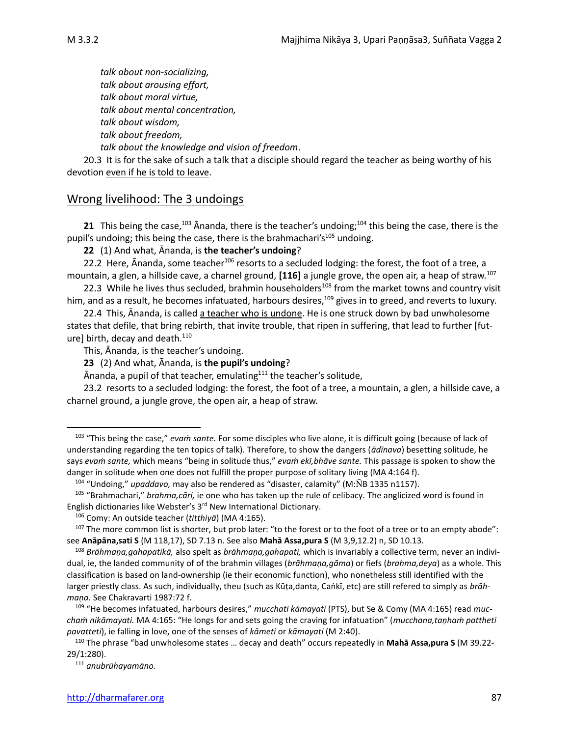*talk about non-socializing,*
*talk about arousing effort,*
*talk about moral virtue,*
*talk about mental concentration,*
*talk about wisdom,*
*talk about freedom,*
*talk about the knowledge and vision of freedom*.

20.3 It is for the sake of such a talk that a disciple should regard the teacher as being worthy of his devotion <u>even if he is told to leave</u>.

## Wrong livelihood: The 3 undoings

**21** This being the case,[103] Ānanda, there is the teacher's undoing;[104] this being the case, there is the pupil's undoing; this being the case, there is the brahmachari's[105] undoing.

**22** (1) And what, Ānanda, is **the teacher's undoing**?

22.2 Here, Ānanda, some teacher[106] resorts to a secluded lodging: the forest, the foot of a tree, a mountain, a glen, a hillside cave, a charnel ground, **[116]** a jungle grove, the open air, a heap of straw.[107]

22.3 While he lives thus secluded, brahmin householders[108] from the market towns and country visit him, and as a result, he becomes infatuated, harbours desires,[109] gives in to greed, and reverts to luxury.

22.4 This, Ānanda, is called <u>a teacher who is undone</u>. He is one struck down by bad unwholesome states that defile, that bring rebirth, that invite trouble, that ripen in suffering, that lead to further [future] birth, decay and death.[110]

This, Ānanda, is the teacher's undoing.

**23** (2) And what, Ānanda, is **the pupil's undoing**?

Ānanda, a pupil of that teacher, emulating[111] the teacher's solitude,

23.2 resorts to a secluded lodging: the forest, the foot of a tree, a mountain, a glen, a hillside cave, a charnel ground, a jungle grove, the open air, a heap of straw.

---

[103] "This being the case," *evaṁ sante.* For some disciples who live alone, it is difficult going (because of lack of understanding regarding the ten topics of talk). Therefore, to show the dangers (*ādīnava*) besetting solitude, he says *evaṁ sante,* which means "being in solitude thus," *evaṁ ekī,bhāve sante.* This passage is spoken to show the danger in solitude when one does not fulfill the proper purpose of solitary living (MA 4:164 f).

[104] "Undoing," *upaddavo,* may also be rendered as "disaster, calamity" (M:ÑB 1335 n1157).

[105] "Brahmachari," *brahma,cāri,* ie one who has taken up the rule of celibacy. The anglicized word is found in English dictionaries like Webster's 3rd New International Dictionary.

[106] Comy: An outside teacher (*titthiyā*) (MA 4:165).

[107] The more common list is shorter, but prob later: "to the forest or to the foot of a tree or to an empty abode": see **Anāpāna,sati S** (M 118,17), SD 7.13 n. See also **Mahā Assa,pura S** (M 3,9,12.2) n, SD 10.13.

[108] *Brāhmaṇa,gahapatikā,* also spelt as *brāhmaṇa,gahapati,* which is invariably a collective term, never an individual, ie, the landed community of of the brahmin villages (*brāhmaṇa,gāma*) or fiefs (*brahma,deya*) as a whole. This classification is based on land-ownership (ie their economic function), who nonetheless still identified with the larger priestly class. As such, individually, theu (such as Kūṭa,danta, Caṅkī, etc) are still refered to simply as *brāhmaṇa.* See Chakravarti 1987:72 f.

[109] "He becomes infatuated, harbours desires," *mucchati kāmayati* (PTS), but Se & Comy (MA 4:165) read *mucchaṁ nikāmayati.* MA 4:165: "He longs for and sets going the craving for infatuation" (*mucchana,taṇhaṁ pattheti pavatteti*), ie falling in love, one of the senses of *kāmeti* or *kāmayati* (M 2:40).

[110] The phrase "bad unwholesome states … decay and death" occurs repeatedly in **Mahā Assa,pura S** (M 39.22-29/1:280).

[111] *anubrūhayamāno.*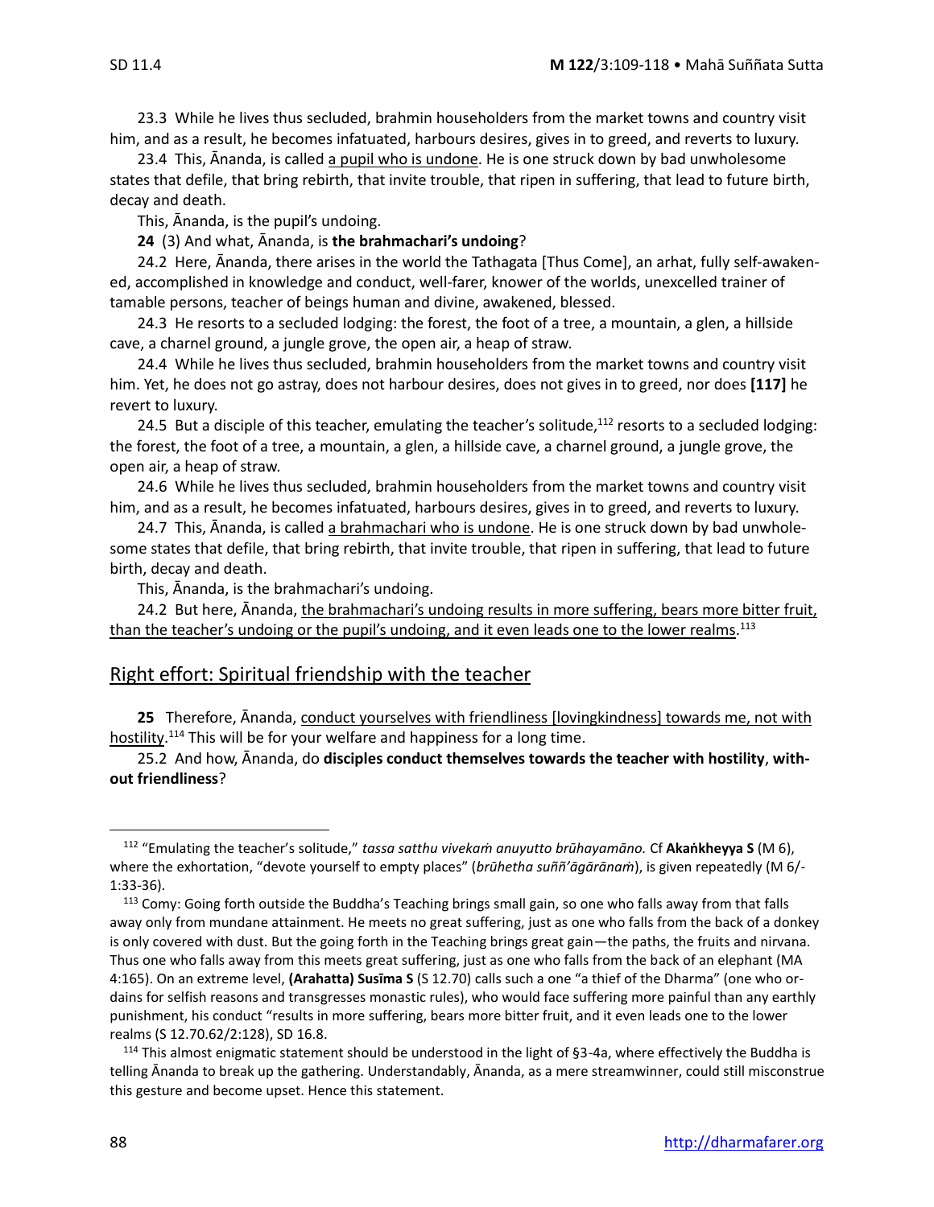23.3 While he lives thus secluded, brahmin householders from the market towns and country visit him, and as a result, he becomes infatuated, harbours desires, gives in to greed, and reverts to luxury.

23.4 This, Ānanda, is called a pupil who is undone. He is one struck down by bad unwholesome states that defile, that bring rebirth, that invite trouble, that ripen in suffering, that lead to future birth, decay and death.

This, Ānanda, is the pupil's undoing.

**24** (3) And what, Ānanda, is **the brahmachari's undoing**?

24.2 Here, Ānanda, there arises in the world the Tathagata [Thus Come], an arhat, fully self-awakened, accomplished in knowledge and conduct, well-farer, knower of the worlds, unexcelled trainer of tamable persons, teacher of beings human and divine, awakened, blessed.

24.3 He resorts to a secluded lodging: the forest, the foot of a tree, a mountain, a glen, a hillside cave, a charnel ground, a jungle grove, the open air, a heap of straw.

24.4 While he lives thus secluded, brahmin householders from the market towns and country visit him. Yet, he does not go astray, does not harbour desires, does not gives in to greed, nor does **[117]** he revert to luxury.

24.5 But a disciple of this teacher, emulating the teacher's solitude,[112] resorts to a secluded lodging: the forest, the foot of a tree, a mountain, a glen, a hillside cave, a charnel ground, a jungle grove, the open air, a heap of straw.

24.6 While he lives thus secluded, brahmin householders from the market towns and country visit him, and as a result, he becomes infatuated, harbours desires, gives in to greed, and reverts to luxury.

24.7 This, Ānanda, is called a brahmachari who is undone. He is one struck down by bad unwholesome states that defile, that bring rebirth, that invite trouble, that ripen in suffering, that lead to future birth, decay and death.

This, Ānanda, is the brahmachari's undoing.

24.2 But here, Ānanda, the brahmachari's undoing results in more suffering, bears more bitter fruit, than the teacher's undoing or the pupil's undoing, and it even leads one to the lower realms.[113]

## Right effort: Spiritual friendship with the teacher

**25** Therefore, Ānanda, conduct yourselves with friendliness [lovingkindness] towards me, not with hostility.[114] This will be for your welfare and happiness for a long time.

25.2 And how, Ānanda, do **disciples conduct themselves towards the teacher with hostility**, **without friendliness**?

---

[112] "Emulating the teacher's solitude," *tassa satthu vivekaṁ anuyutto brūhayamāno.* Cf **Akaṅkheyya S** (M 6), where the exhortation, "devote yourself to empty places" (*brūhetha suññ'āgārānaṁ*), is given repeatedly (M 6/-1:33-36).

[113] Comy: Going forth outside the Buddha's Teaching brings small gain, so one who falls away from that falls away only from mundane attainment. He meets no great suffering, just as one who falls from the back of a donkey is only covered with dust. But the going forth in the Teaching brings great gain—the paths, the fruits and nirvana. Thus one who falls away from this meets great suffering, just as one who falls from the back of an elephant (MA 4:165). On an extreme level, **(Arahatta) Susīma S** (S 12.70) calls such a one "a thief of the Dharma" (one who ordains for selfish reasons and transgresses monastic rules), who would face suffering more painful than any earthly punishment, his conduct "results in more suffering, bears more bitter fruit, and it even leads one to the lower realms (S 12.70.62/2:128), SD 16.8.

[114] This almost enigmatic statement should be understood in the light of §3-4a, where effectively the Buddha is telling Ānanda to break up the gathering. Understandably, Ānanda, as a mere streamwinner, could still misconstrue this gesture and become upset. Hence this statement.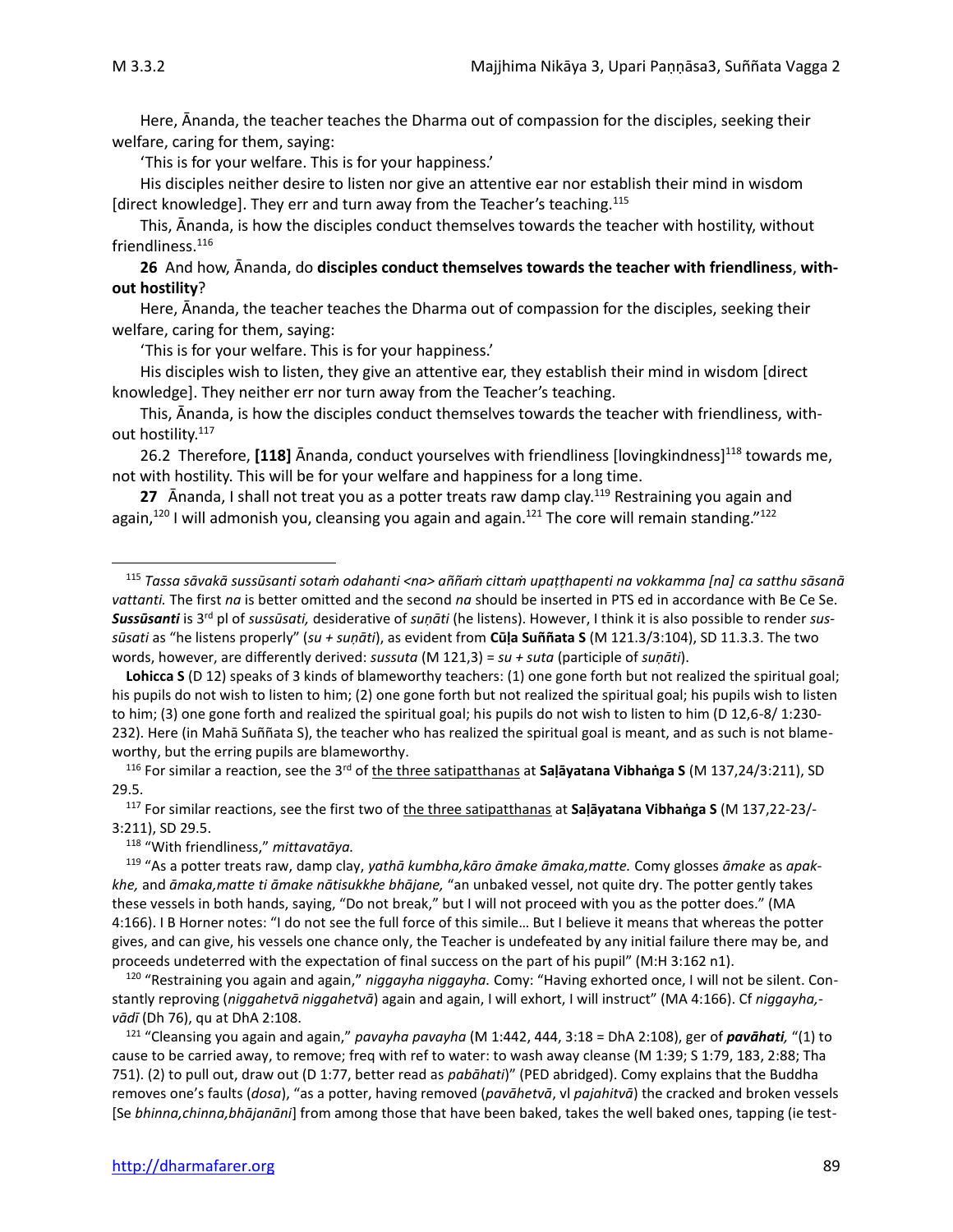Here, Ānanda, the teacher teaches the Dharma out of compassion for the disciples, seeking their welfare, caring for them, saying:

'This is for your welfare. This is for your happiness.'

His disciples neither desire to listen nor give an attentive ear nor establish their mind in wisdom [direct knowledge]. They err and turn away from the Teacher's teaching.[115]

This, Ānanda, is how the disciples conduct themselves towards the teacher with hostility, without friendliness.[116]

**26** And how, Ānanda, do **disciples conduct themselves towards the teacher with friendliness**, **without hostility**?

Here, Ānanda, the teacher teaches the Dharma out of compassion for the disciples, seeking their welfare, caring for them, saying:

'This is for your welfare. This is for your happiness.'

His disciples wish to listen, they give an attentive ear, they establish their mind in wisdom [direct knowledge]. They neither err nor turn away from the Teacher's teaching.

This, Ānanda, is how the disciples conduct themselves towards the teacher with friendliness, without hostility.[117]

26.2 Therefore, **[118]** Ānanda, conduct yourselves with friendliness [lovingkindness][118] towards me, not with hostility. This will be for your welfare and happiness for a long time.

**27** Ānanda, I shall not treat you as a potter treats raw damp clay.[119] Restraining you again and again,[120] I will admonish you, cleansing you again and again.[121] The core will remain standing."[122]

---

[115] *Tassa sāvakā sussūsanti sotaṁ odahanti <na> aññaṁ cittaṁ upaṭṭhapenti na vokkamma [na] ca satthu sāsanā vattanti.* The first *na* is better omitted and the second *na* should be inserted in PTS ed in accordance with Be Ce Se. ***Sussūsanti*** is 3rd pl of *sussūsati,* desiderative of *suṇāti* (he listens). However, I think it is also possible to render *sussūsati* as "he listens properly" (*su + suṇāti*), as evident from **Cūḷa Suññata S** (M 121.3/3:104), SD 11.3.3. The two words, however, are differently derived: *sussuta* (M 121,3) = *su + suta* (participle of *suṇāti*).

**Lohicca S** (D 12) speaks of 3 kinds of blameworthy teachers: (1) one gone forth but not realized the spiritual goal; his pupils do not wish to listen to him; (2) one gone forth but not realized the spiritual goal; his pupils wish to listen to him; (3) one gone forth and realized the spiritual goal; his pupils do not wish to listen to him (D 12,6-8/ 1:230-232). Here (in Mahā Suññata S), the teacher who has realized the spiritual goal is meant, and as such is not blameworthy, but the erring pupils are blameworthy.

[116] For similar a reaction, see the 3rd of the three satipatthanas at **Saḷāyatana Vibhaṅga S** (M 137,24/3:211), SD 29.5.

[117] For similar reactions, see the first two of the three satipatthanas at **Saḷāyatana Vibhaṅga S** (M 137,22-23/-3:211), SD 29.5.

[118] "With friendliness," *mittavatāya.*

[119] "As a potter treats raw, damp clay, *yathā kumbha,kāro āmake āmaka,matte.* Comy glosses *āmake* as *apakkhe,* and *āmaka,matte ti āmake nātisukkhe bhājane,* "an unbaked vessel, not quite dry. The potter gently takes these vessels in both hands, saying, "Do not break," but I will not proceed with you as the potter does." (MA 4:166). I B Horner notes: "I do not see the full force of this simile… But I believe it means that whereas the potter gives, and can give, his vessels one chance only, the Teacher is undefeated by any initial failure there may be, and proceeds undeterred with the expectation of final success on the part of his pupil" (M:H 3:162 n1).

[120] "Restraining you again and again," *niggayha niggayha.* Comy: "Having exhorted once, I will not be silent. Constantly reproving (*niggahetvā niggahetvā*) again and again, I will exhort, I will instruct" (MA 4:166). Cf *niggayha,-vādī* (Dh 76), qu at DhA 2:108.

[121] "Cleansing you again and again," *pavayha pavayha* (M 1:442, 444, 3:18 = DhA 2:108), ger of ***pavāhati,*** "(1) to cause to be carried away, to remove; freq with ref to water: to wash away cleanse (M 1:39; S 1:79, 183, 2:88; Tha 751). (2) to pull out, draw out (D 1:77, better read as *pabāhati*)" (PED abridged). Comy explains that the Buddha removes one's faults (*dosa*), "as a potter, having removed (*pavāhetvā*, vl *pajahitvā*) the cracked and broken vessels [Se *bhinna,chinna,bhājanāni*] from among those that have been baked, takes the well baked ones, tapping (ie test-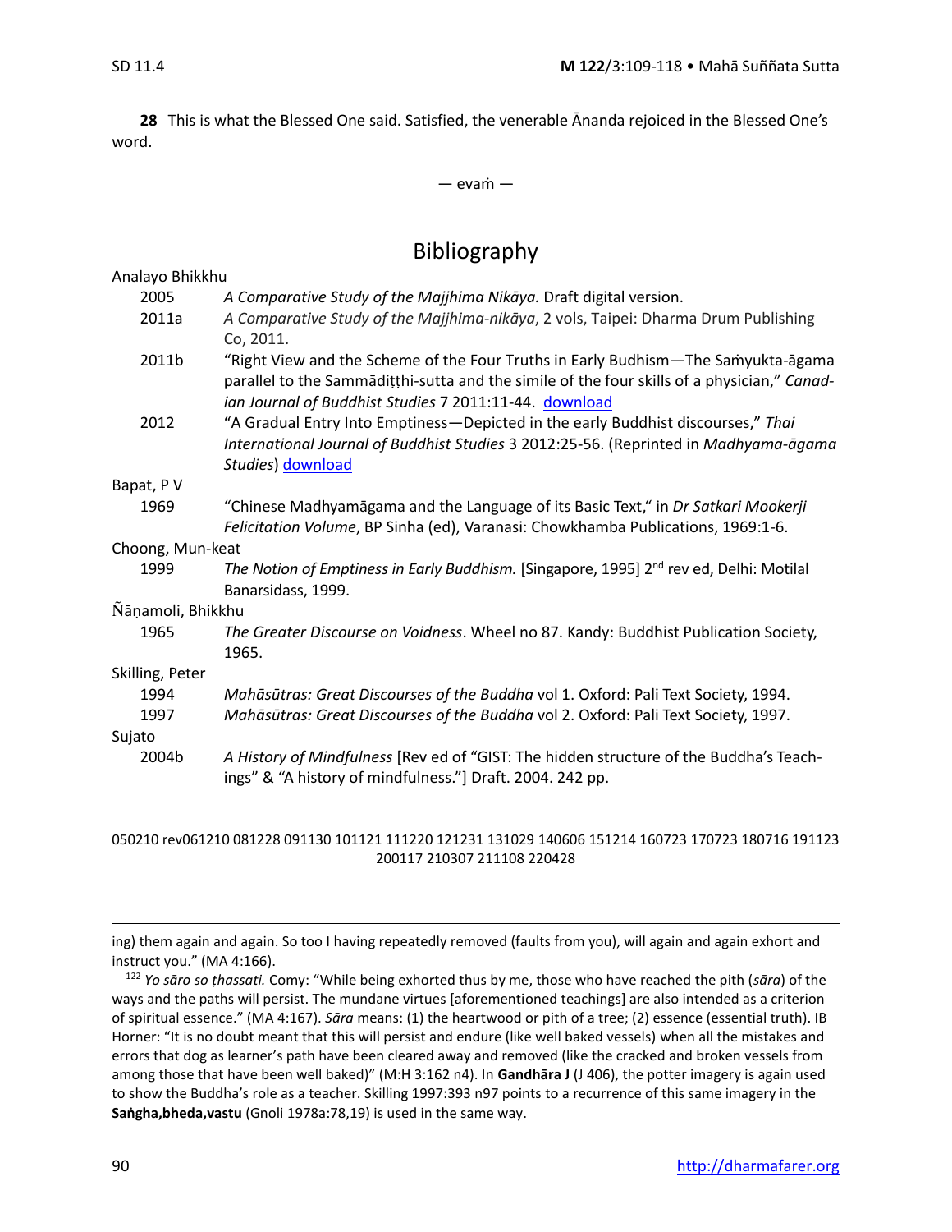**28** This is what the Blessed One said. Satisfied, the venerable Ānanda rejoiced in the Blessed One's word.

— evaṁ —

## Bibliography

Analayo Bhikkhu

2005 *A Comparative Study of the Majjhima Nikāya.* Draft digital version.

2011a *A Comparative Study of the Majjhima-nikāya*, 2 vols, Taipei: Dharma Drum Publishing Co, 2011.

2011b "Right View and the Scheme of the Four Truths in Early Budhism—The Saṁyukta-āgama parallel to the Sammādiṭṭhi-sutta and the simile of the four skills of a physician," *Canadian Journal of Buddhist Studies* 7 2011:11-44. download

2012 "A Gradual Entry Into Emptiness—Depicted in the early Buddhist discourses," *Thai International Journal of Buddhist Studies* 3 2012:25-56. (Reprinted in *Madhyama-āgama Studies*) download

Bapat, P V

1969 "Chinese Madhyamāgama and the Language of its Basic Text," in *Dr Satkari Mookerji Felicitation Volume*, BP Sinha (ed), Varanasi: Chowkhamba Publications, 1969:1-6.

Choong, Mun-keat

1999 *The Notion of Emptiness in Early Buddhism.* [Singapore, 1995] 2nd rev ed, Delhi: Motilal Banarsidass, 1999.

Ñāṇamoli, Bhikkhu

1965 *The Greater Discourse on Voidness*. Wheel no 87. Kandy: Buddhist Publication Society, 1965.

Skilling, Peter

1994 *Mahāsūtras: Great Discourses of the Buddha* vol 1. Oxford: Pali Text Society, 1994.

1997 *Mahāsūtras: Great Discourses of the Buddha* vol 2. Oxford: Pali Text Society, 1997.

Sujato

2004b *A History of Mindfulness* [Rev ed of "GIST: The hidden structure of the Buddha's Teachings" & "A history of mindfulness."] Draft. 2004. 242 pp.

050210 rev061210 081228 091130 101121 111220 121231 131029 140606 151214 160723 170723 180716 191123 200117 210307 211108 220428

---

ing) them again and again. So too I having repeatedly removed (faults from you), will again and again exhort and instruct you." (MA 4:166).

[122] *Yo sāro so ṭhassati.* Comy: "While being exhorted thus by me, those who have reached the pith (*sāra*) of the ways and the paths will persist. The mundane virtues [aforementioned teachings] are also intended as a criterion of spiritual essence." (MA 4:167). *Sāra* means: (1) the heartwood or pith of a tree; (2) essence (essential truth). IB Horner: "It is no doubt meant that this will persist and endure (like well baked vessels) when all the mistakes and errors that dog as learner's path have been cleared away and removed (like the cracked and broken vessels from among those that have been well baked)" (M:H 3:162 n4). In **Gandhāra J** (J 406), the potter imagery is again used to show the Buddha's role as a teacher. Skilling 1997:393 n97 points to a recurrence of this same imagery in the **Saṅgha,bheda,vastu** (Gnoli 1978a:78,19) is used in the same way.